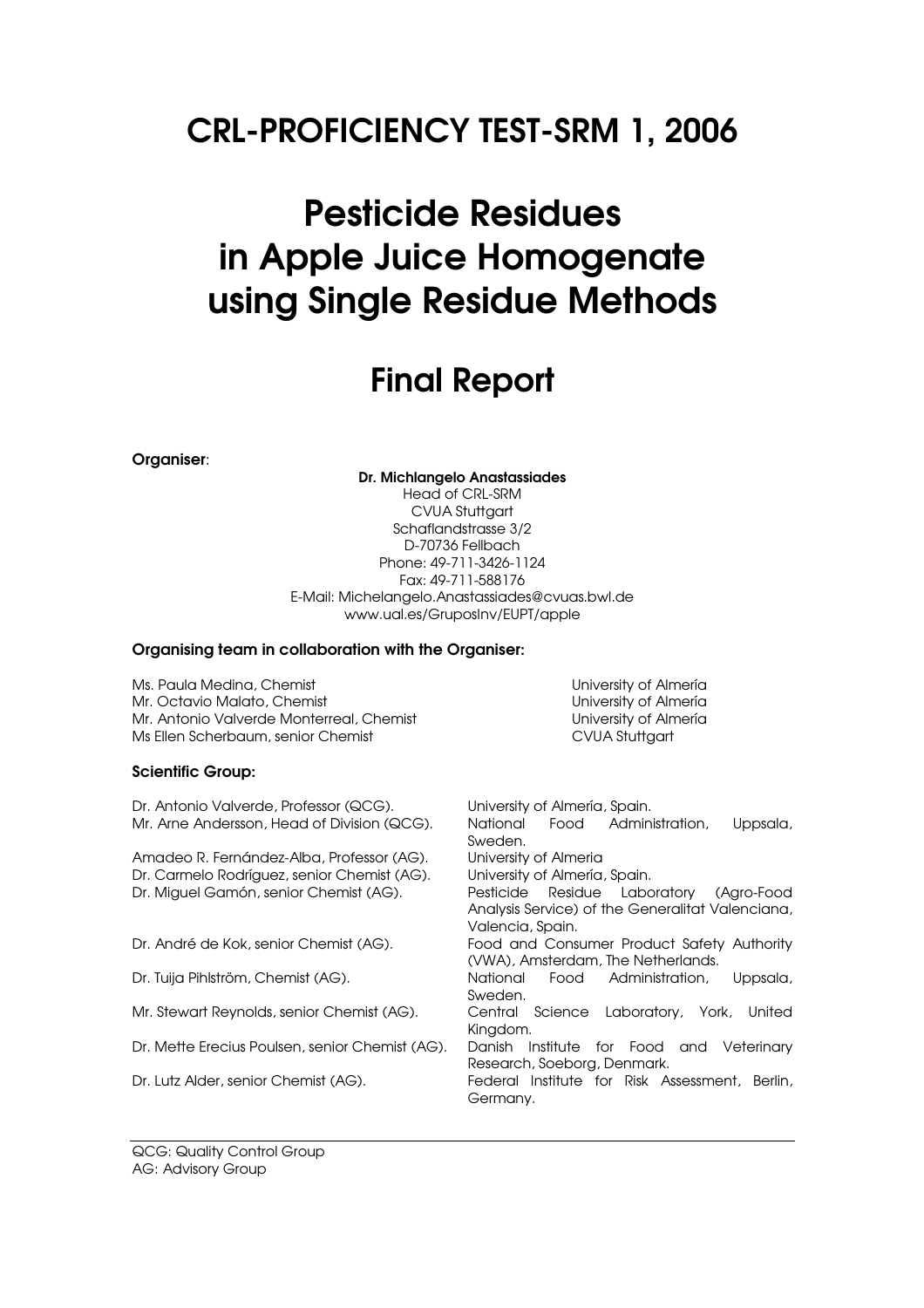# CRL-PROFICIENCY TEST-SRM 1, 2006

# Pesticide Residues in Apple Juice Homogenate using Single Residue Methods

# Final Report

**Organiser**:

**Dr. Michlangelo Anastassiades**
Head of CRL-SRM
CVUA Stuttgart
Schaflandstrasse 3/2
D-70736 Fellbach
Phone: 49-711-3426-1124
Fax: 49-711-588176
E-Mail: Michelangelo.Anastassiades@cvuas.bwl.de
www.ual.es/GruposInv/EUPT/apple

**Organising team in collaboration with the Organiser:**

| | |
|---|---|
| Ms. Paula Medina, Chemist | University of Almería |
| Mr. Octavio Malato, Chemist | University of Almería |
| Mr. Antonio Valverde Monterreal, Chemist | University of Almería |
| Ms Ellen Scherbaum, senior Chemist | CVUA Stuttgart |

**Scientific Group:**

| | |
|---|---|
| Dr. Antonio Valverde, Professor (QCG). | University of Almería, Spain. |
| Mr. Arne Andersson, Head of Division (QCG). | National Food Administration, Uppsala, Sweden. |
| Amadeo R. Fernández-Alba, Professor (AG). | University of Almeria |
| Dr. Carmelo Rodríguez, senior Chemist (AG). | University of Almería, Spain. |
| Dr. Miguel Gamón, senior Chemist (AG). | Pesticide Residue Laboratory (Agro-Food Analysis Service) of the Generalitat Valenciana, Valencia, Spain. |
| Dr. André de Kok, senior Chemist (AG). | Food and Consumer Product Safety Authority (VWA), Amsterdam, The Netherlands. |
| Dr. Tuija Pihlström, Chemist (AG). | National Food Administration, Uppsala, Sweden. |
| Mr. Stewart Reynolds, senior Chemist (AG). | Central Science Laboratory, York, United Kingdom. |
| Dr. Mette Erecius Poulsen, senior Chemist (AG). | Danish Institute for Food and Veterinary Research, Soeborg, Denmark. |
| Dr. Lutz Alder, senior Chemist (AG). | Federal Institute for Risk Assessment, Berlin, Germany. |

QCG: Quality Control Group
AG: Advisory Group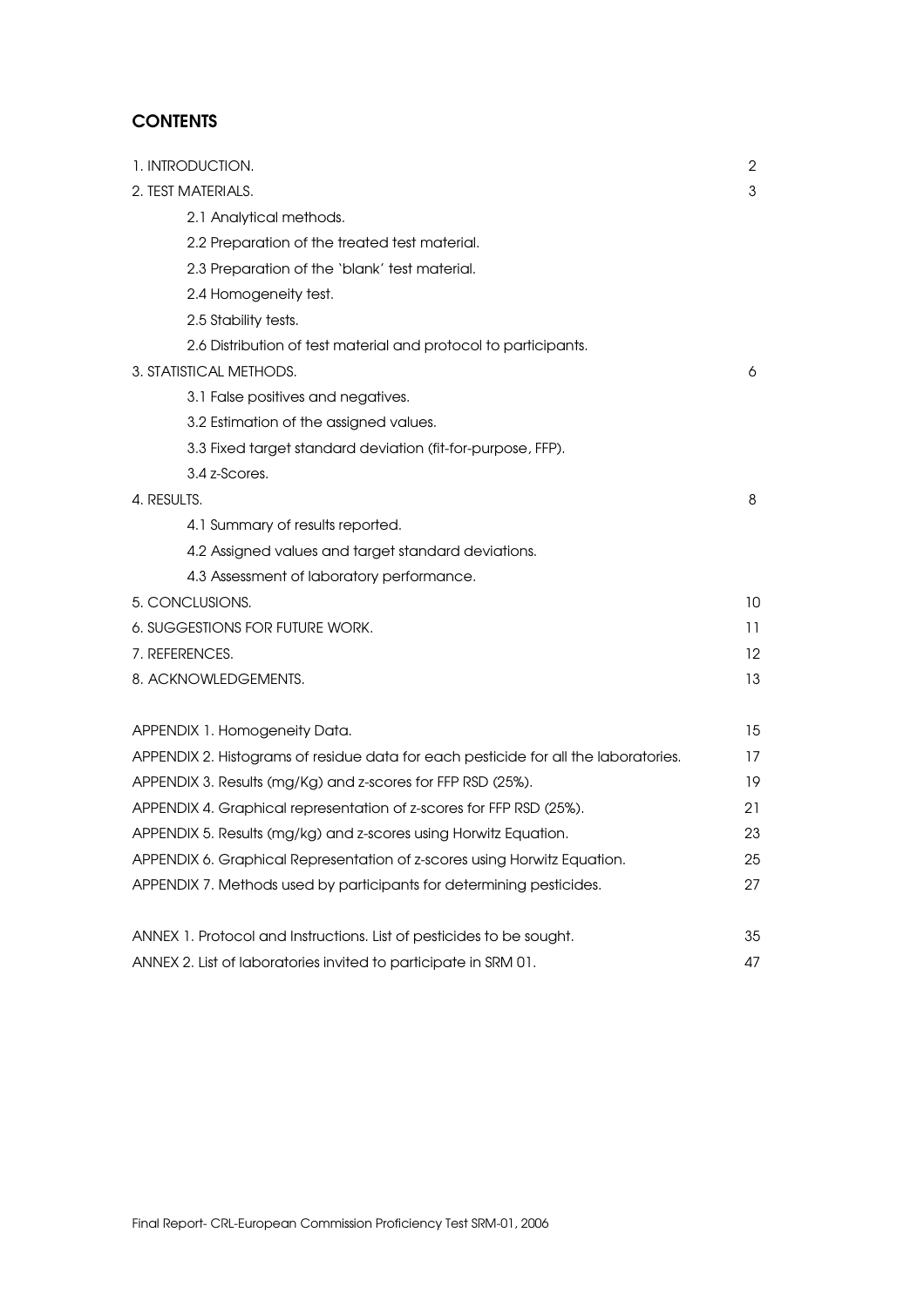## CONTENTS

| | |
|---|---|
| 1. INTRODUCTION. | 2 |
| 2. TEST MATERIALS. | 3 |
| 2.1 Analytical methods. | |
| 2.2 Preparation of the treated test material. | |
| 2.3 Preparation of the 'blank' test material. | |
| 2.4 Homogeneity test. | |
| 2.5 Stability tests. | |
| 2.6 Distribution of test material and protocol to participants. | |
| 3. STATISTICAL METHODS. | 6 |
| 3.1 False positives and negatives. | |
| 3.2 Estimation of the assigned values. | |
| 3.3 Fixed target standard deviation (fit-for-purpose, FFP). | |
| 3.4 z-Scores. | |
| 4. RESULTS. | 8 |
| 4.1 Summary of results reported. | |
| 4.2 Assigned values and target standard deviations. | |
| 4.3 Assessment of laboratory performance. | |
| 5. CONCLUSIONS. | 10 |
| 6. SUGGESTIONS FOR FUTURE WORK. | 11 |
| 7. REFERENCES. | 12 |
| 8. ACKNOWLEDGEMENTS. | 13 |
| | |
| APPENDIX 1. Homogeneity Data. | 15 |
| APPENDIX 2. Histograms of residue data for each pesticide for all the laboratories. | 17 |
| APPENDIX 3. Results (mg/Kg) and z-scores for FFP RSD (25%). | 19 |
| APPENDIX 4. Graphical representation of z-scores for FFP RSD (25%). | 21 |
| APPENDIX 5. Results (mg/kg) and z-scores using Horwitz Equation. | 23 |
| APPENDIX 6. Graphical Representation of z-scores using Horwitz Equation. | 25 |
| APPENDIX 7. Methods used by participants for determining pesticides. | 27 |
| | |
| ANNEX 1. Protocol and Instructions. List of pesticides to be sought. | 35 |
| ANNEX 2. List of laboratories invited to participate in SRM 01. | 47 |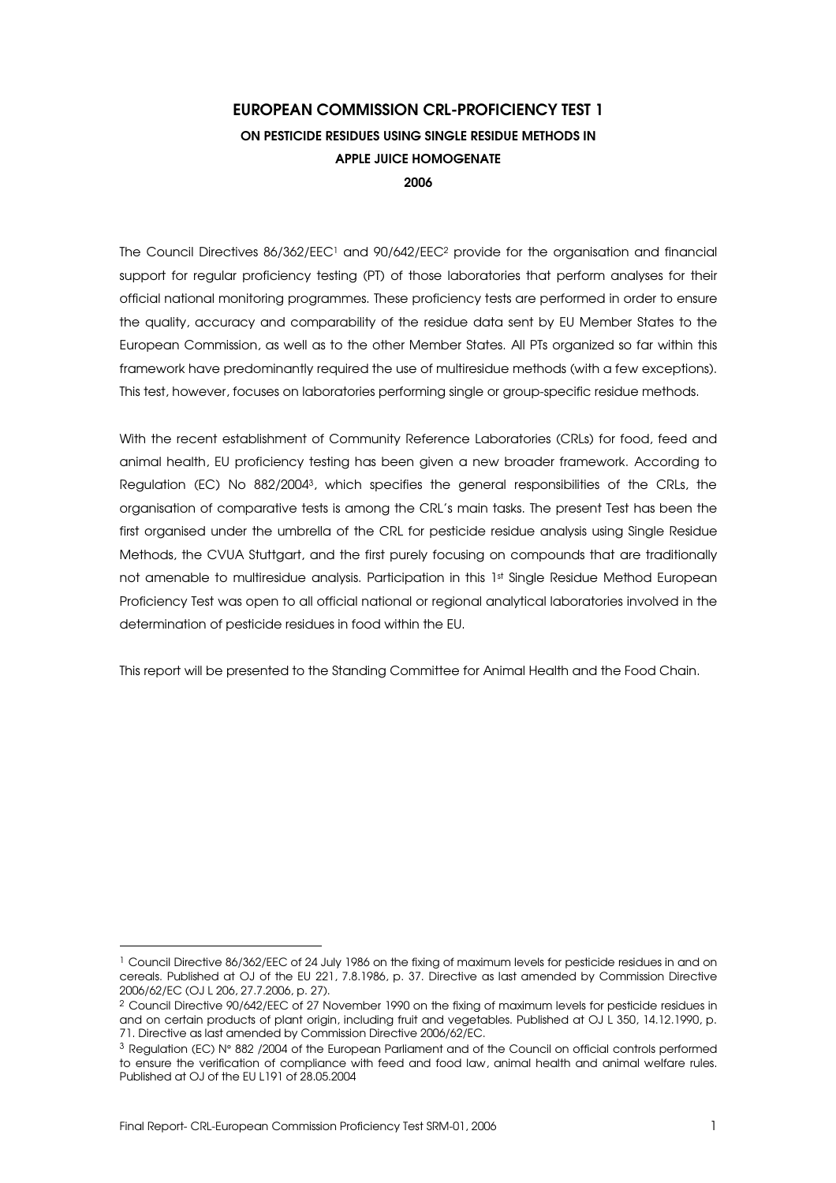# EUROPEAN COMMISSION CRL-PROFICIENCY TEST 1

## ON PESTICIDE RESIDUES USING SINGLE RESIDUE METHODS IN APPLE JUICE HOMOGENATE

### 2006

The Council Directives 86/362/EEC[1] and 90/642/EEC[2] provide for the organisation and financial support for regular proficiency testing (PT) of those laboratories that perform analyses for their official national monitoring programmes. These proficiency tests are performed in order to ensure the quality, accuracy and comparability of the residue data sent by EU Member States to the European Commission, as well as to the other Member States. All PTs organized so far within this framework have predominantly required the use of multiresidue methods (with a few exceptions). This test, however, focuses on laboratories performing single or group-specific residue methods.

With the recent establishment of Community Reference Laboratories (CRLs) for food, feed and animal health, EU proficiency testing has been given a new broader framework. According to Regulation (EC) No 882/2004[3], which specifies the general responsibilities of the CRLs, the organisation of comparative tests is among the CRL's main tasks. The present Test has been the first organised under the umbrella of the CRL for pesticide residue analysis using Single Residue Methods, the CVUA Stuttgart, and the first purely focusing on compounds that are traditionally not amenable to multiresidue analysis. Participation in this 1st Single Residue Method European Proficiency Test was open to all official national or regional analytical laboratories involved in the determination of pesticide residues in food within the EU.

This report will be presented to the Standing Committee for Animal Health and the Food Chain.

---

[1] Council Directive 86/362/EEC of 24 July 1986 on the fixing of maximum levels for pesticide residues in and on cereals. Published at OJ of the EU 221, 7.8.1986, p. 37. Directive as last amended by Commission Directive 2006/62/EC (OJ L 206, 27.7.2006, p. 27).

[2] Council Directive 90/642/EEC of 27 November 1990 on the fixing of maximum levels for pesticide residues in and on certain products of plant origin, including fruit and vegetables. Published at OJ L 350, 14.12.1990, p. 71. Directive as last amended by Commission Directive 2006/62/EC.

[3] Regulation (EC) N° 882 /2004 of the European Parliament and of the Council on official controls performed to ensure the verification of compliance with feed and food law, animal health and animal welfare rules. Published at OJ of the EU L191 of 28.05.2004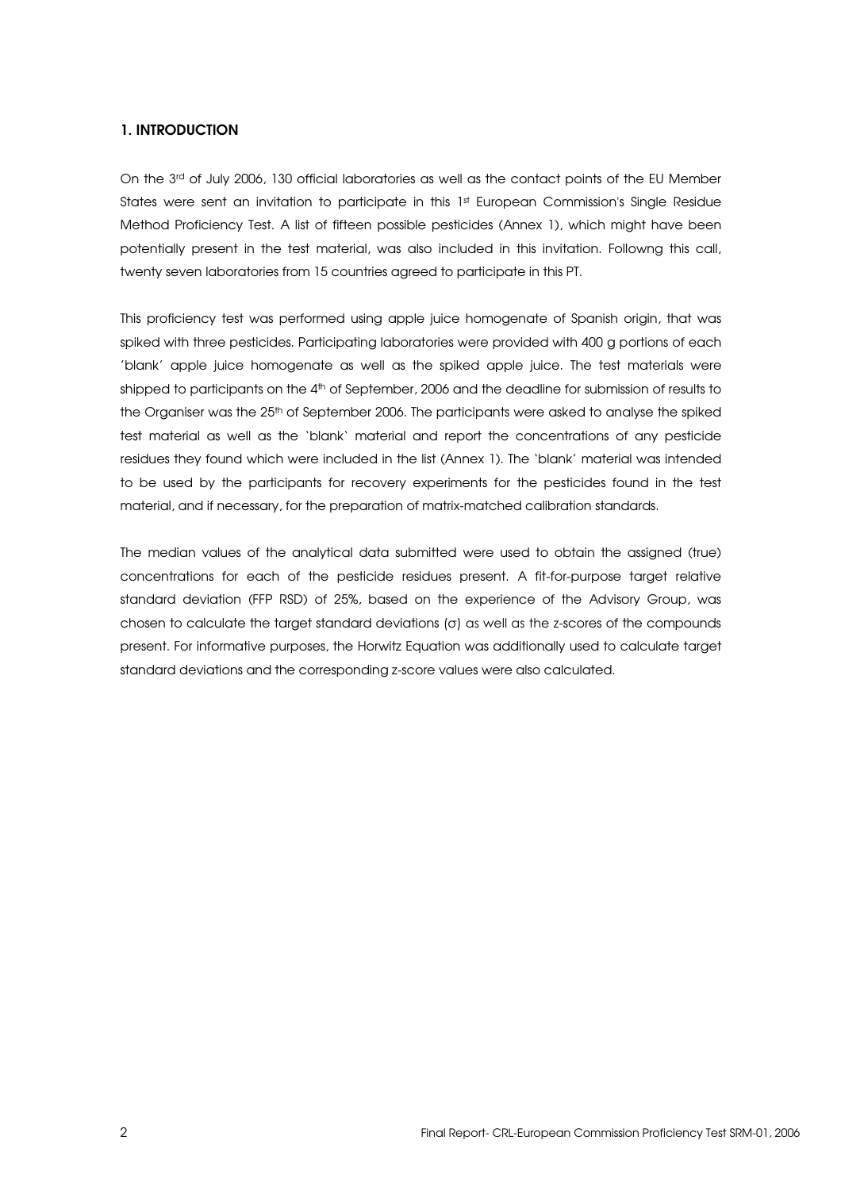## 1. INTRODUCTION

On the 3rd of July 2006, 130 official laboratories as well as the contact points of the EU Member States were sent an invitation to participate in this 1st European Commission's Single Residue Method Proficiency Test. A list of fifteen possible pesticides (Annex 1), which might have been potentially present in the test material, was also included in this invitation. Followng this call, twenty seven laboratories from 15 countries agreed to participate in this PT.

This proficiency test was performed using apple juice homogenate of Spanish origin, that was spiked with three pesticides. Participating laboratories were provided with 400 g portions of each 'blank' apple juice homogenate as well as the spiked apple juice. The test materials were shipped to participants on the 4th of September, 2006 and the deadline for submission of results to the Organiser was the 25th of September 2006. The participants were asked to analyse the spiked test material as well as the `blank` material and report the concentrations of any pesticide residues they found which were included in the list (Annex 1). The 'blank' material was intended to be used by the participants for recovery experiments for the pesticides found in the test material, and if necessary, for the preparation of matrix-matched calibration standards.

The median values of the analytical data submitted were used to obtain the assigned (true) concentrations for each of the pesticide residues present. A fit-for-purpose target relative standard deviation (FFP RSD) of 25%, based on the experience of the Advisory Group, was chosen to calculate the target standard deviations ($\sigma$) as well as the z-scores of the compounds present. For informative purposes, the Horwitz Equation was additionally used to calculate target standard deviations and the corresponding z-score values were also calculated.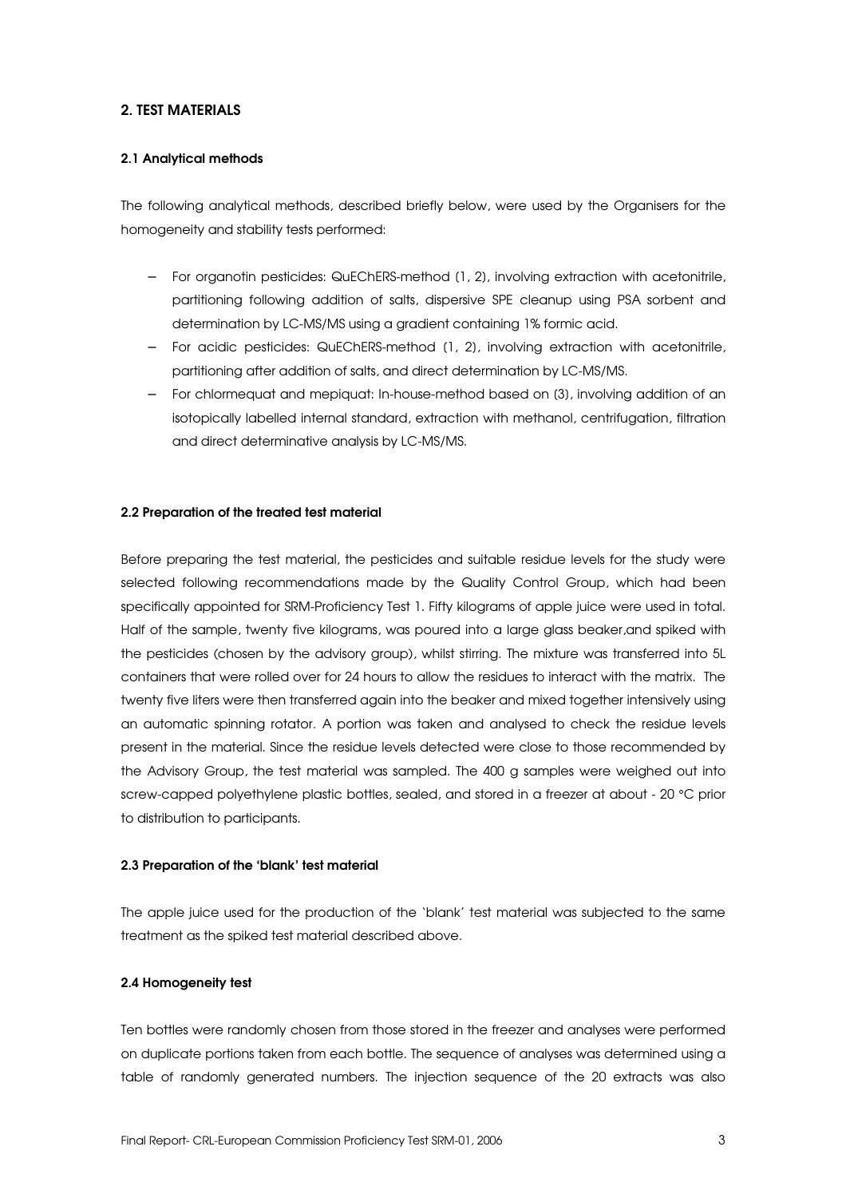## 2. TEST MATERIALS

### 2.1 Analytical methods

The following analytical methods, described briefly below, were used by the Organisers for the homogeneity and stability tests performed:

- For organotin pesticides: QuEChERS-method (1, 2), involving extraction with acetonitrile, partitioning following addition of salts, dispersive SPE cleanup using PSA sorbent and determination by LC-MS/MS using a gradient containing 1% formic acid.
- For acidic pesticides: QuEChERS-method (1, 2), involving extraction with acetonitrile, partitioning after addition of salts, and direct determination by LC-MS/MS.
- For chlormequat and mepiquat: In-house-method based on (3), involving addition of an isotopically labelled internal standard, extraction with methanol, centrifugation, filtration and direct determinative analysis by LC-MS/MS.

### 2.2 Preparation of the treated test material

Before preparing the test material, the pesticides and suitable residue levels for the study were selected following recommendations made by the Quality Control Group, which had been specifically appointed for SRM-Proficiency Test 1. Fifty kilograms of apple juice were used in total. Half of the sample, twenty five kilograms, was poured into a large glass beaker,and spiked with the pesticides (chosen by the advisory group), whilst stirring. The mixture was transferred into 5L containers that were rolled over for 24 hours to allow the residues to interact with the matrix. The twenty five liters were then transferred again into the beaker and mixed together intensively using an automatic spinning rotator. A portion was taken and analysed to check the residue levels present in the material. Since the residue levels detected were close to those recommended by the Advisory Group, the test material was sampled. The 400 g samples were weighed out into screw-capped polyethylene plastic bottles, sealed, and stored in a freezer at about - 20 °C prior to distribution to participants.

### 2.3 Preparation of the 'blank' test material

The apple juice used for the production of the 'blank' test material was subjected to the same treatment as the spiked test material described above.

### 2.4 Homogeneity test

Ten bottles were randomly chosen from those stored in the freezer and analyses were performed on duplicate portions taken from each bottle. The sequence of analyses was determined using a table of randomly generated numbers. The injection sequence of the 20 extracts was also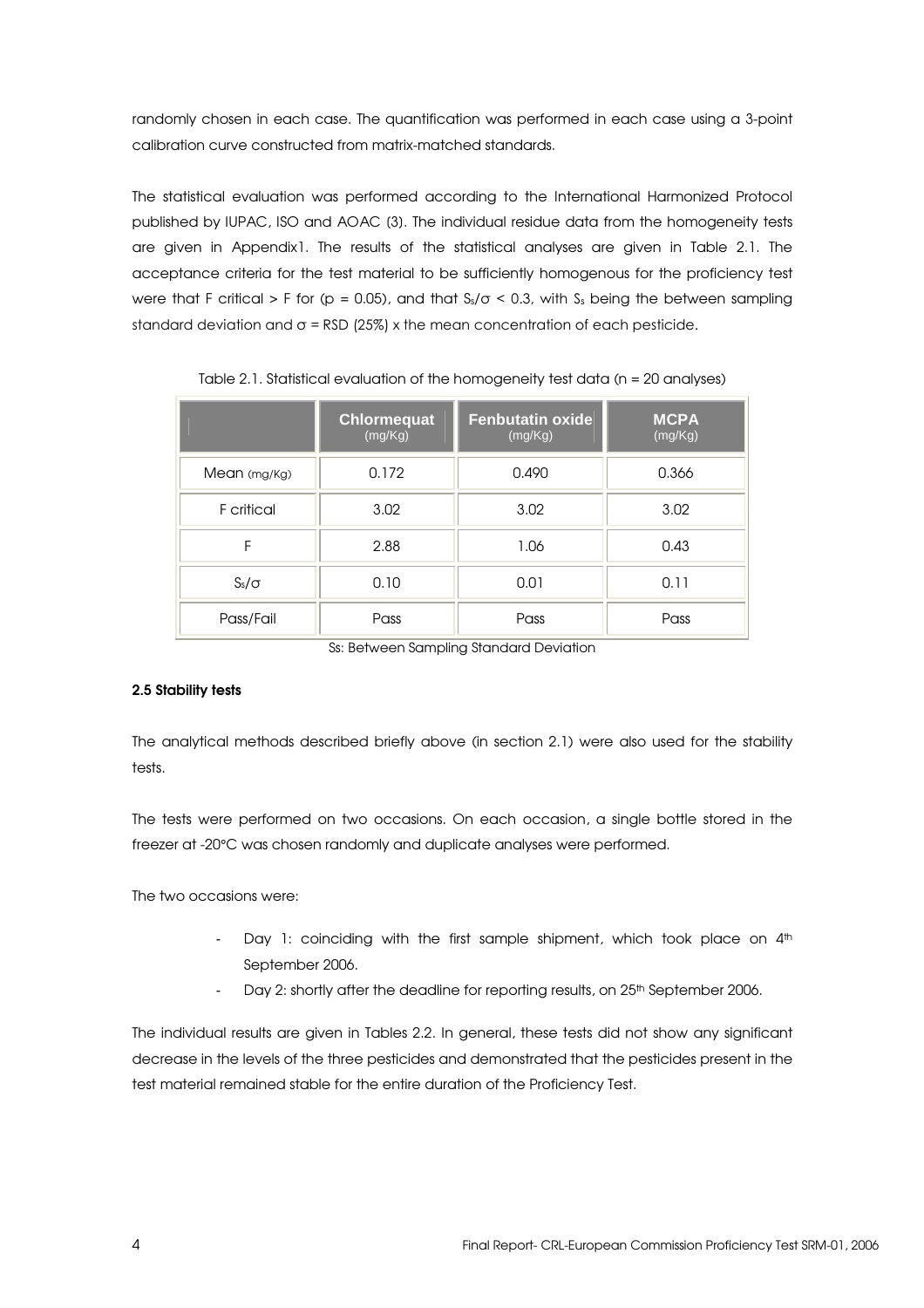randomly chosen in each case. The quantification was performed in each case using a 3-point calibration curve constructed from matrix-matched standards.

The statistical evaluation was performed according to the International Harmonized Protocol published by IUPAC, ISO and AOAC (3). The individual residue data from the homogeneity tests are given in Appendix1. The results of the statistical analyses are given in Table 2.1. The acceptance criteria for the test material to be sufficiently homogenous for the proficiency test were that F critical > F for ($p = 0.05$), and that $S_s/\sigma < 0.3$, with $S_s$ being the between sampling standard deviation and $\sigma$ = RSD (25%) x the mean concentration of each pesticide.

Table 2.1. Statistical evaluation of the homogeneity test data (n = 20 analyses)

| | **Chlormequat** (mg/Kg) | **Fenbutatin oxide** (mg/Kg) | **MCPA** (mg/Kg) |
|---|---|---|---|
| Mean (mg/Kg) | 0.172 | 0.490 | 0.366 |
| F critical | 3.02 | 3.02 | 3.02 |
| F | 2.88 | 1.06 | 0.43 |
| $S_s/\sigma$ | 0.10 | 0.01 | 0.11 |
| Pass/Fail | Pass | Pass | Pass |

Ss: Between Sampling Standard Deviation

#### 2.5 Stability tests

The analytical methods described briefly above (in section 2.1) were also used for the stability tests.

The tests were performed on two occasions. On each occasion, a single bottle stored in the freezer at -20°C was chosen randomly and duplicate analyses were performed.

The two occasions were:

- Day 1: coinciding with the first sample shipment, which took place on 4th September 2006.
- Day 2: shortly after the deadline for reporting results, on 25th September 2006.

The individual results are given in Tables 2.2. In general, these tests did not show any significant decrease in the levels of the three pesticides and demonstrated that the pesticides present in the test material remained stable for the entire duration of the Proficiency Test.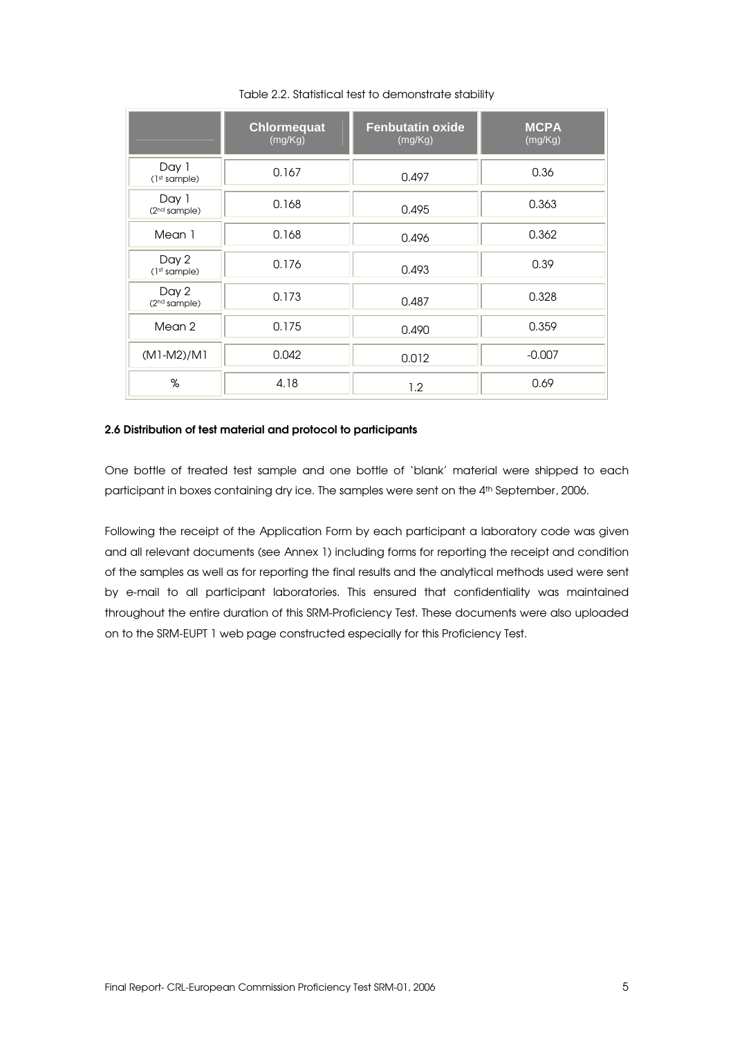Table 2.2. Statistical test to demonstrate stability

| | Chlormequat (mg/Kg) | Fenbutatin oxide (mg/Kg) | MCPA (mg/Kg) |
|---|---|---|---|
| Day 1 (1st sample) | 0.167 | 0.497 | 0.36 |
| Day 1 (2nd sample) | 0.168 | 0.495 | 0.363 |
| Mean 1 | 0.168 | 0.496 | 0.362 |
| Day 2 (1st sample) | 0.176 | 0.493 | 0.39 |
| Day 2 (2nd sample) | 0.173 | 0.487 | 0.328 |
| Mean 2 | 0.175 | 0.490 | 0.359 |
| (M1-M2)/M1 | 0.042 | 0.012 | -0.007 |
| % | 4.18 | 1.2 | 0.69 |

**2.6 Distribution of test material and protocol to participants**

One bottle of treated test sample and one bottle of 'blank' material were shipped to each participant in boxes containing dry ice. The samples were sent on the 4th September, 2006.

Following the receipt of the Application Form by each participant a laboratory code was given and all relevant documents (see Annex 1) including forms for reporting the receipt and condition of the samples as well as for reporting the final results and the analytical methods used were sent by e-mail to all participant laboratories. This ensured that confidentiality was maintained throughout the entire duration of this SRM-Proficiency Test. These documents were also uploaded on to the SRM-EUPT 1 web page constructed especially for this Proficiency Test.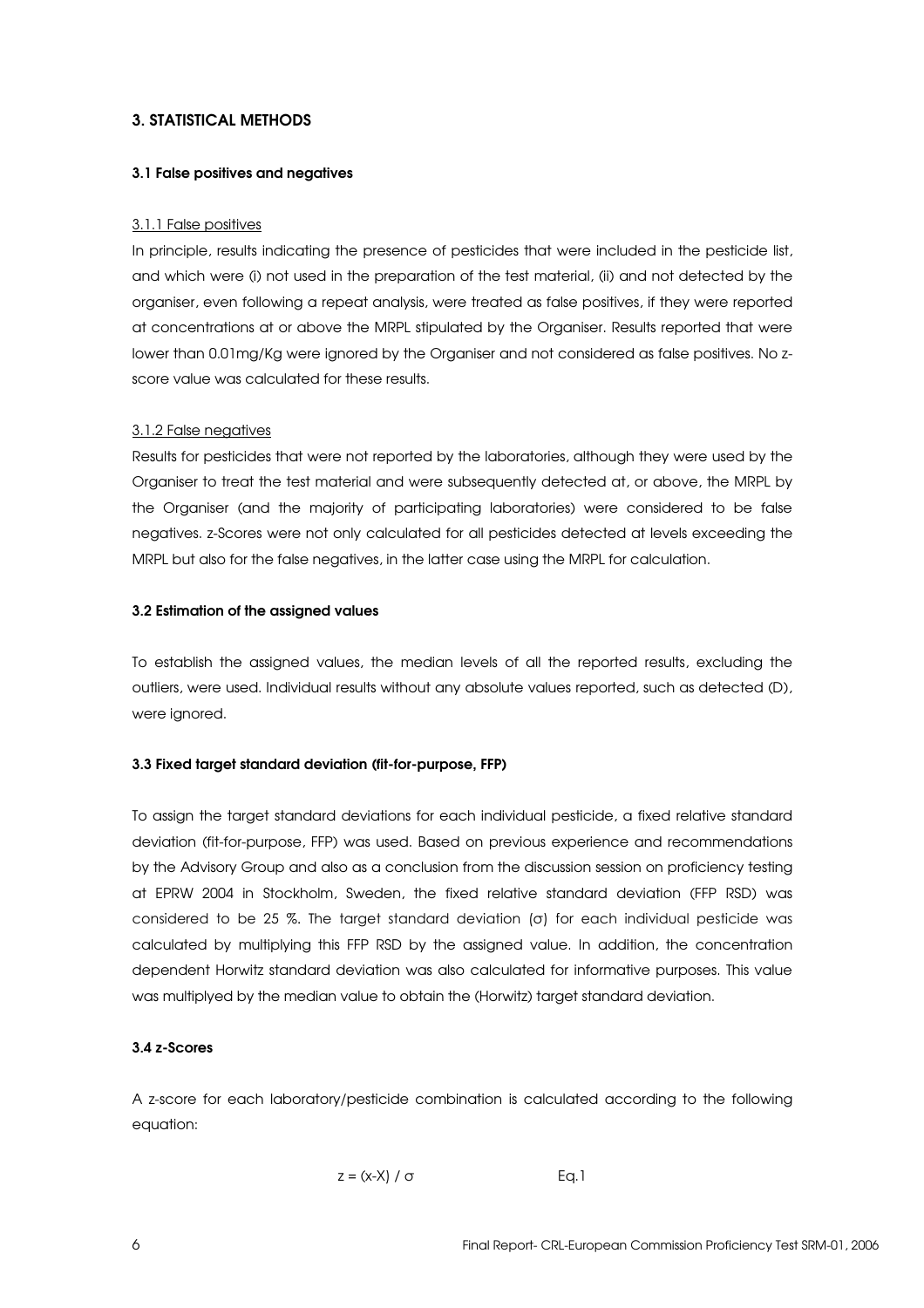## 3. STATISTICAL METHODS

### 3.1 False positives and negatives

3.1.1 False positives

In principle, results indicating the presence of pesticides that were included in the pesticide list, and which were (i) not used in the preparation of the test material, (ii) and not detected by the organiser, even following a repeat analysis, were treated as false positives, if they were reported at concentrations at or above the MRPL stipulated by the Organiser. Results reported that were lower than 0.01mg/Kg were ignored by the Organiser and not considered as false positives. No z-score value was calculated for these results.

3.1.2 False negatives

Results for pesticides that were not reported by the laboratories, although they were used by the Organiser to treat the test material and were subsequently detected at, or above, the MRPL by the Organiser (and the majority of participating laboratories) were considered to be false negatives. z-Scores were not only calculated for all pesticides detected at levels exceeding the MRPL but also for the false negatives, in the latter case using the MRPL for calculation.

### 3.2 Estimation of the assigned values

To establish the assigned values, the median levels of all the reported results, excluding the outliers, were used. Individual results without any absolute values reported, such as detected (D), were ignored.

### 3.3 Fixed target standard deviation (fit-for-purpose, FFP)

To assign the target standard deviations for each individual pesticide, a fixed relative standard deviation (fit-for-purpose, FFP) was used. Based on previous experience and recommendations by the Advisory Group and also as a conclusion from the discussion session on proficiency testing at EPRW 2004 in Stockholm, Sweden, the fixed relative standard deviation (FFP RSD) was considered to be 25 %. The target standard deviation ($\sigma$) for each individual pesticide was calculated by multiplying this FFP RSD by the assigned value. In addition, the concentration dependent Horwitz standard deviation was also calculated for informative purposes. This value was multiplyed by the median value to obtain the (Horwitz) target standard deviation.

### 3.4 z-Scores

A z-score for each laboratory/pesticide combination is calculated according to the following equation:

$$z = (x - X) / \sigma \qquad \text{Eq.1}$$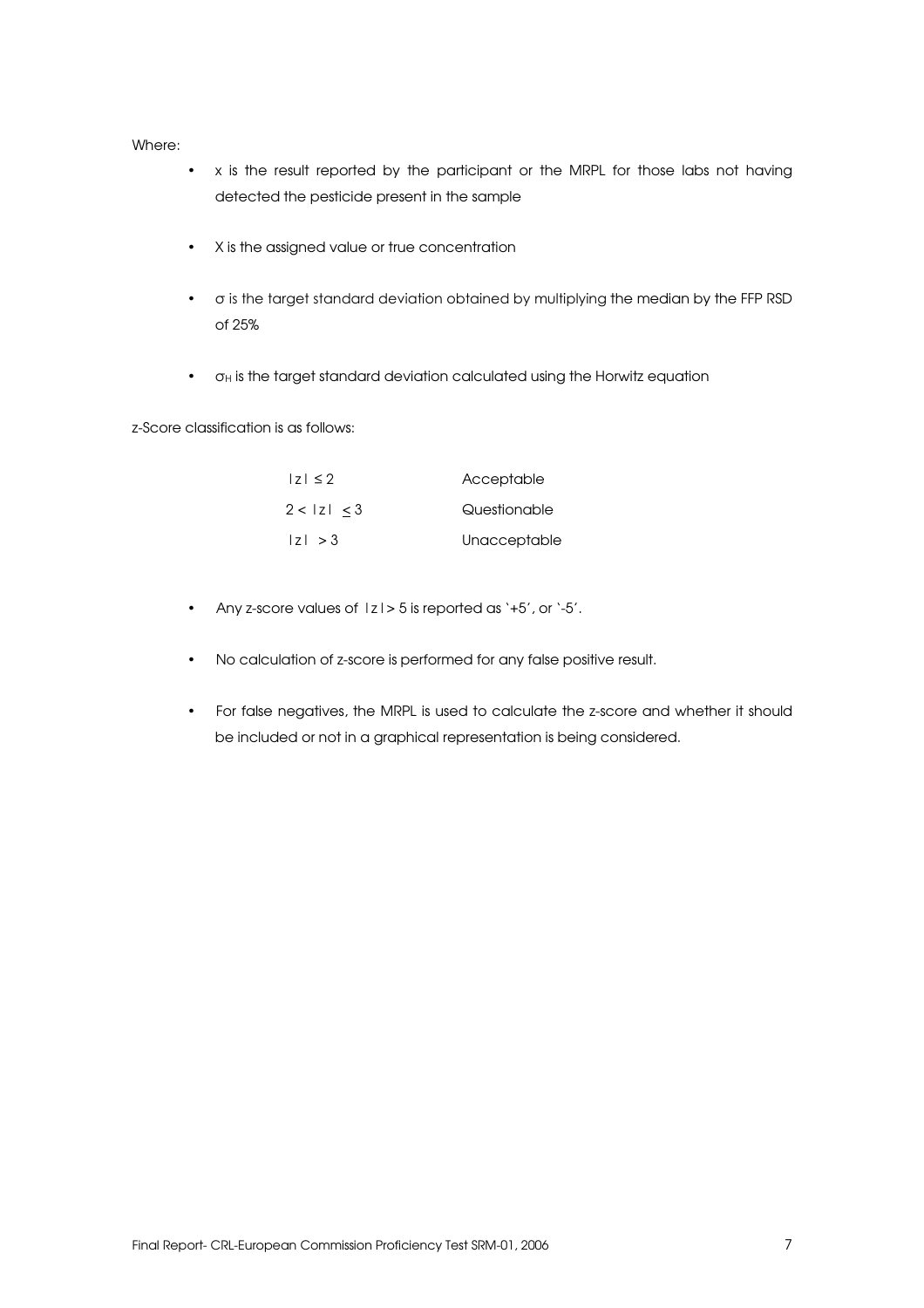Where:

- $x$ is the result reported by the participant or the MRPL for those labs not having detected the pesticide present in the sample
- $X$ is the assigned value or true concentration
- $\sigma$ is the target standard deviation obtained by multiplying the median by the FFP RSD of 25%
- $\sigma_H$ is the target standard deviation calculated using the Horwitz equation

z-Score classification is as follows:

| | |
|---|---|
| $\lvert z \rvert \leq 2$ | Acceptable |
| $2 < \lvert z \rvert \leq 3$ | Questionable |
| $\lvert z \rvert > 3$ | Unacceptable |

- Any z-score values of $\lvert z \rvert > 5$ is reported as '+5', or '-5'.
- No calculation of z-score is performed for any false positive result.
- For false negatives, the MRPL is used to calculate the z-score and whether it should be included or not in a graphical representation is being considered.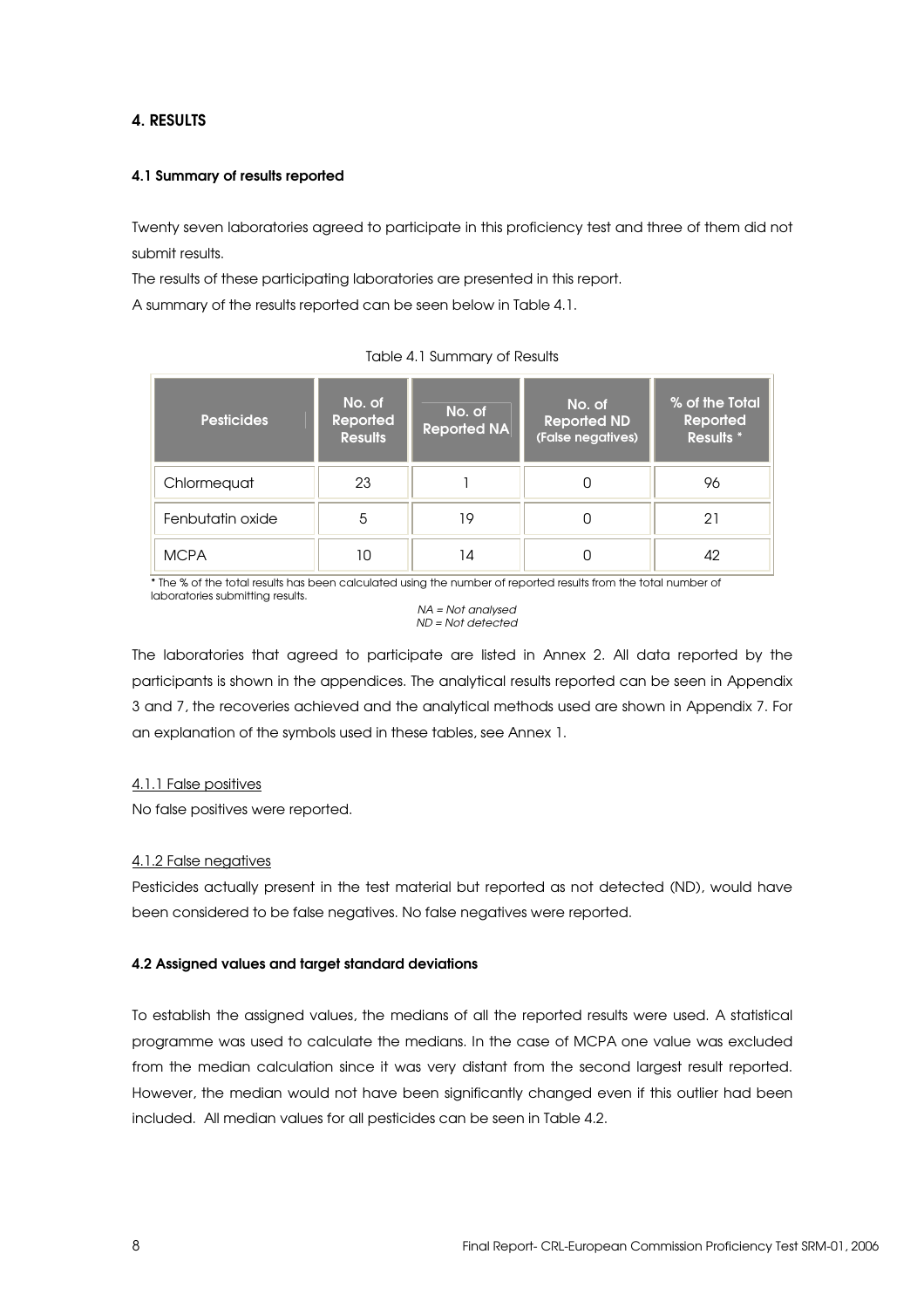## 4. RESULTS

### 4.1 Summary of results reported

Twenty seven laboratories agreed to participate in this proficiency test and three of them did not submit results.

The results of these participating laboratories are presented in this report.

A summary of the results reported can be seen below in Table 4.1.

Table 4.1 Summary of Results

| Pesticides | No. of Reported Results | No. of Reported NA | No. of Reported ND (False negatives) | % of the Total Reported Results * |
|---|---|---|---|---|
| Chlormequat | 23 | 1 | 0 | 96 |
| Fenbutatin oxide | 5 | 19 | 0 | 21 |
| MCPA | 10 | 14 | 0 | 42 |

* The % of the total results has been calculated using the number of reported results from the total number of laboratories submitting results.

*NA = Not analysed*
*ND = Not detected*

The laboratories that agreed to participate are listed in Annex 2. All data reported by the participants is shown in the appendices. The analytical results reported can be seen in Appendix 3 and 7, the recoveries achieved and the analytical methods used are shown in Appendix 7. For an explanation of the symbols used in these tables, see Annex 1.

#### 4.1.1 False positives

No false positives were reported.

#### 4.1.2 False negatives

Pesticides actually present in the test material but reported as not detected (ND), would have been considered to be false negatives. No false negatives were reported.

### 4.2 Assigned values and target standard deviations

To establish the assigned values, the medians of all the reported results were used. A statistical programme was used to calculate the medians. In the case of MCPA one value was excluded from the median calculation since it was very distant from the second largest result reported. However, the median would not have been significantly changed even if this outlier had been included. All median values for all pesticides can be seen in Table 4.2.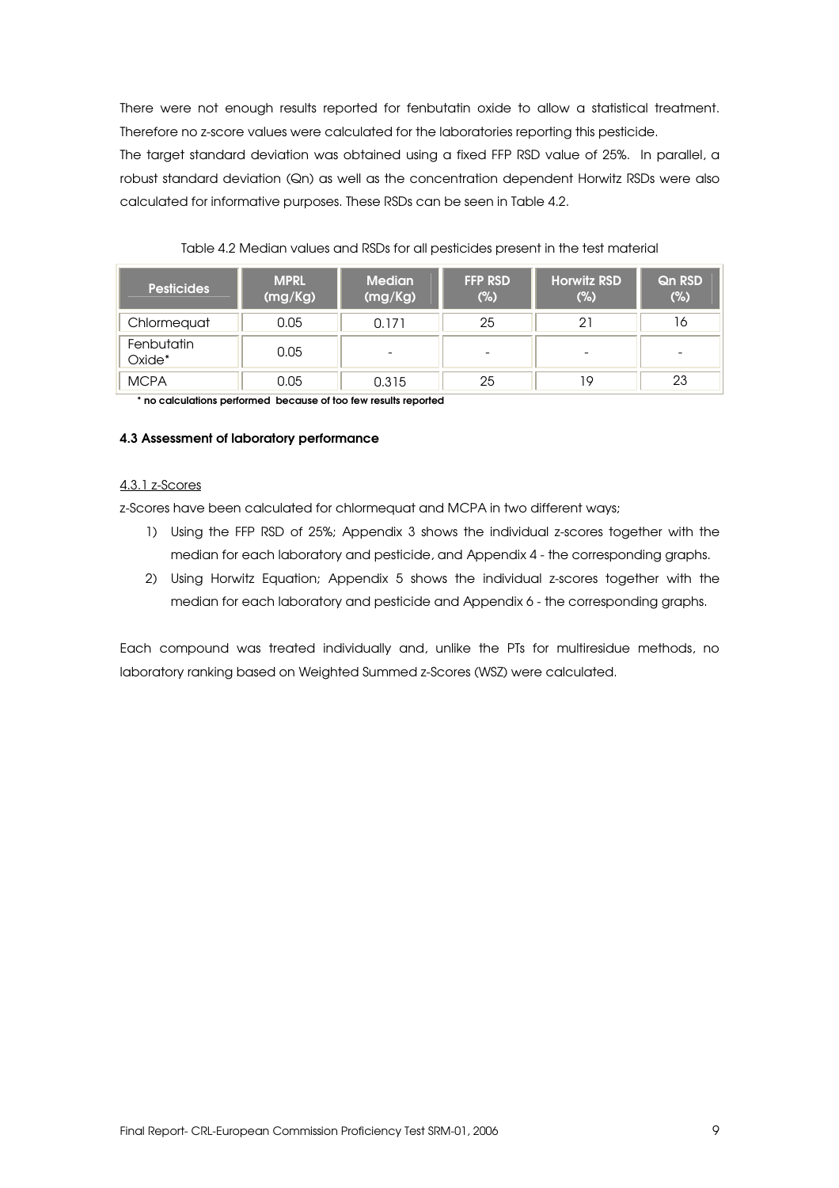There were not enough results reported for fenbutatin oxide to allow a statistical treatment. Therefore no z-score values were calculated for the laboratories reporting this pesticide.

The target standard deviation was obtained using a fixed FFP RSD value of 25%. In parallel, a robust standard deviation (Qn) as well as the concentration dependent Horwitz RSDs were also calculated for informative purposes. These RSDs can be seen in Table 4.2.

Table 4.2 Median values and RSDs for all pesticides present in the test material

| Pesticides | MPRL (mg/Kg) | Median (mg/Kg) | FFP RSD (%) | Horwitz RSD (%) | Qn RSD (%) |
|---|---|---|---|---|---|
| Chlormequat | 0.05 | 0.171 | 25 | 21 | 16 |
| Fenbutatin Oxide* | 0.05 | - | - | - | - |
| MCPA | 0.05 | 0.315 | 25 | 19 | 23 |

**\* no calculations performed because of too few results reported**

### 4.3 Assessment of laboratory performance

4.3.1 z-Scores

z-Scores have been calculated for chlormequat and MCPA in two different ways;

1) Using the FFP RSD of 25%; Appendix 3 shows the individual z-scores together with the median for each laboratory and pesticide, and Appendix 4 - the corresponding graphs.
2) Using Horwitz Equation; Appendix 5 shows the individual z-scores together with the median for each laboratory and pesticide and Appendix 6 - the corresponding graphs.

Each compound was treated individually and, unlike the PTs for multiresidue methods, no laboratory ranking based on Weighted Summed z-Scores (WSZ) were calculated.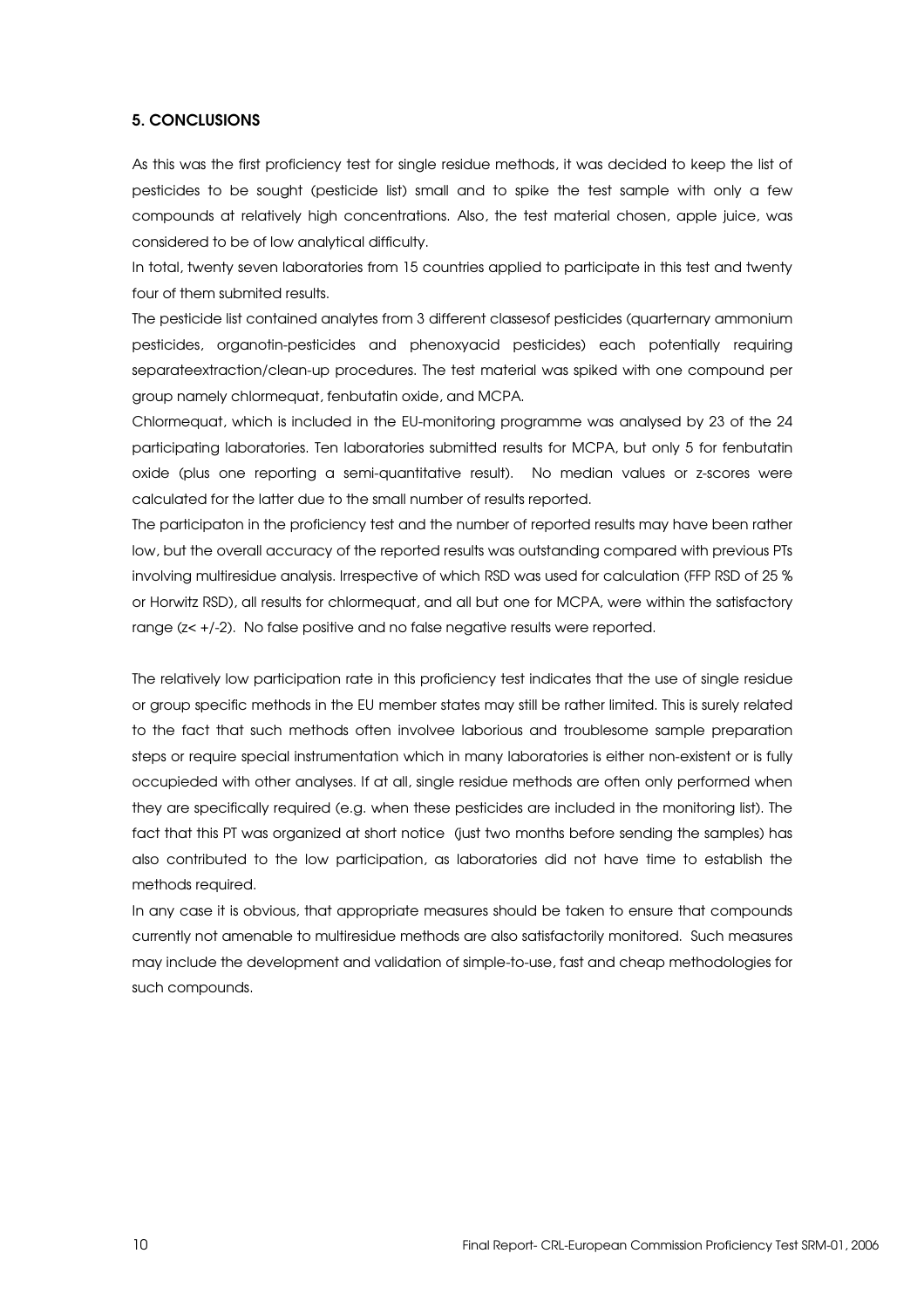## 5. CONCLUSIONS

As this was the first proficiency test for single residue methods, it was decided to keep the list of pesticides to be sought (pesticide list) small and to spike the test sample with only a few compounds at relatively high concentrations. Also, the test material chosen, apple juice, was considered to be of low analytical difficulty.

In total, twenty seven laboratories from 15 countries applied to participate in this test and twenty four of them submited results.

The pesticide list contained analytes from 3 different classesof pesticides (quarternary ammonium pesticides, organotin-pesticides and phenoxyacid pesticides) each potentially requiring separateextraction/clean-up procedures. The test material was spiked with one compound per group namely chlormequat, fenbutatin oxide, and MCPA.

Chlormequat, which is included in the EU-monitoring programme was analysed by 23 of the 24 participating laboratories. Ten laboratories submitted results for MCPA, but only 5 for fenbutatin oxide (plus one reporting a semi-quantitative result). No median values or z-scores were calculated for the latter due to the small number of results reported.

The participaton in the proficiency test and the number of reported results may have been rather low, but the overall accuracy of the reported results was outstanding compared with previous PTs involving multiresidue analysis. Irrespective of which RSD was used for calculation (FFP RSD of 25 % or Horwitz RSD), all results for chlormequat, and all but one for MCPA, were within the satisfactory range (z< +/-2). No false positive and no false negative results were reported.

The relatively low participation rate in this proficiency test indicates that the use of single residue or group specific methods in the EU member states may still be rather limited. This is surely related to the fact that such methods often involvee laborious and troublesome sample preparation steps or require special instrumentation which in many laboratories is either non-existent or is fully occupieded with other analyses. If at all, single residue methods are often only performed when they are specifically required (e.g. when these pesticides are included in the monitoring list). The fact that this PT was organized at short notice (just two months before sending the samples) has also contributed to the low participation, as laboratories did not have time to establish the methods required.

In any case it is obvious, that appropriate measures should be taken to ensure that compounds currently not amenable to multiresidue methods are also satisfactorily monitored. Such measures may include the development and validation of simple-to-use, fast and cheap methodologies for such compounds.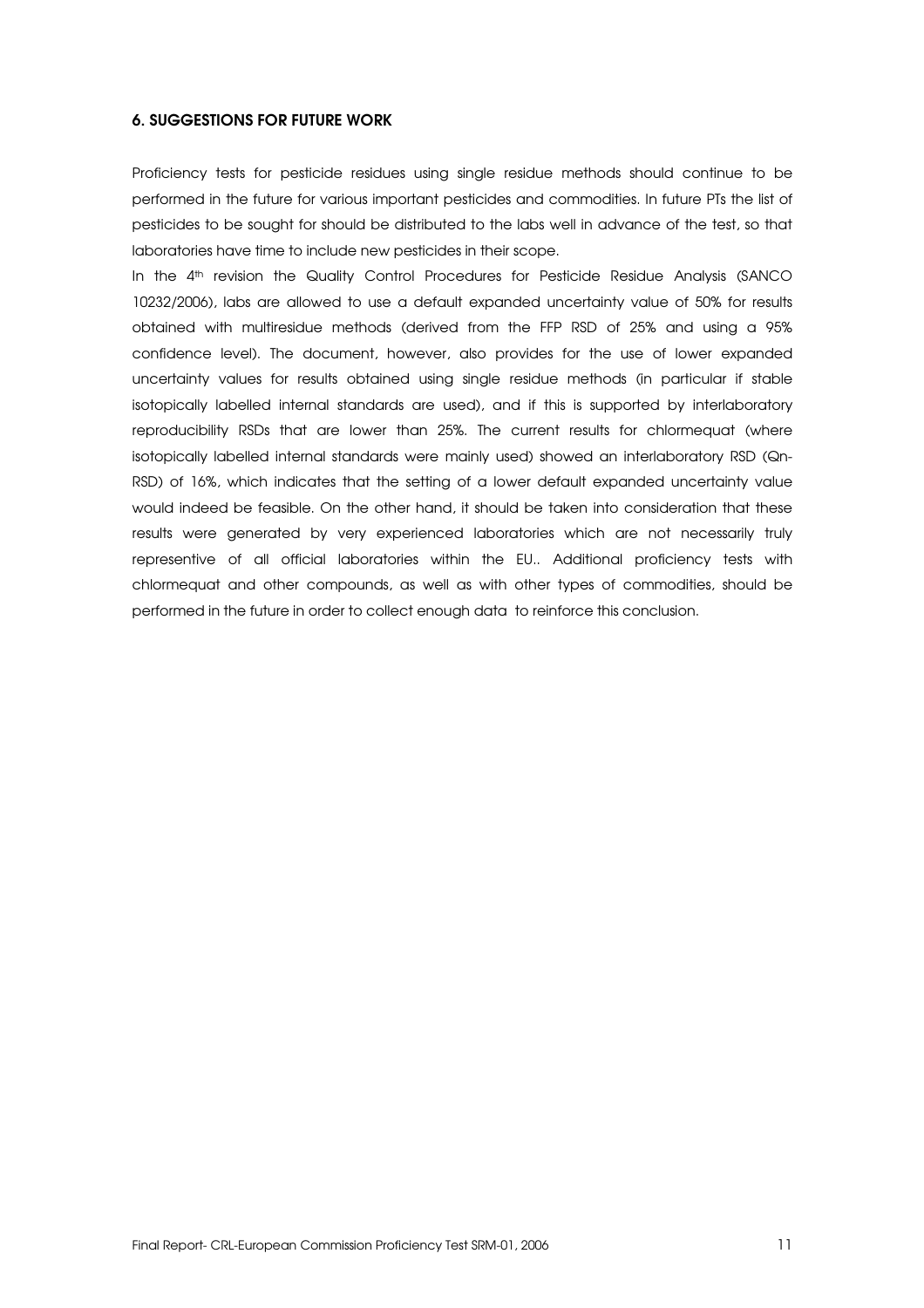## 6. SUGGESTIONS FOR FUTURE WORK

Proficiency tests for pesticide residues using single residue methods should continue to be performed in the future for various important pesticides and commodities. In future PTs the list of pesticides to be sought for should be distributed to the labs well in advance of the test, so that laboratories have time to include new pesticides in their scope.

In the 4th revision the Quality Control Procedures for Pesticide Residue Analysis (SANCO 10232/2006), labs are allowed to use a default expanded uncertainty value of 50% for results obtained with multiresidue methods (derived from the FFP RSD of 25% and using a 95% confidence level). The document, however, also provides for the use of lower expanded uncertainty values for results obtained using single residue methods (in particular if stable isotopically labelled internal standards are used), and if this is supported by interlaboratory reproducibility RSDs that are lower than 25%. The current results for chlormequat (where isotopically labelled internal standards were mainly used) showed an interlaboratory RSD (Qn-RSD) of 16%, which indicates that the setting of a lower default expanded uncertainty value would indeed be feasible. On the other hand, it should be taken into consideration that these results were generated by very experienced laboratories which are not necessarily truly representive of all official laboratories within the EU.. Additional proficiency tests with chlormequat and other compounds, as well as with other types of commodities, should be performed in the future in order to collect enough data to reinforce this conclusion.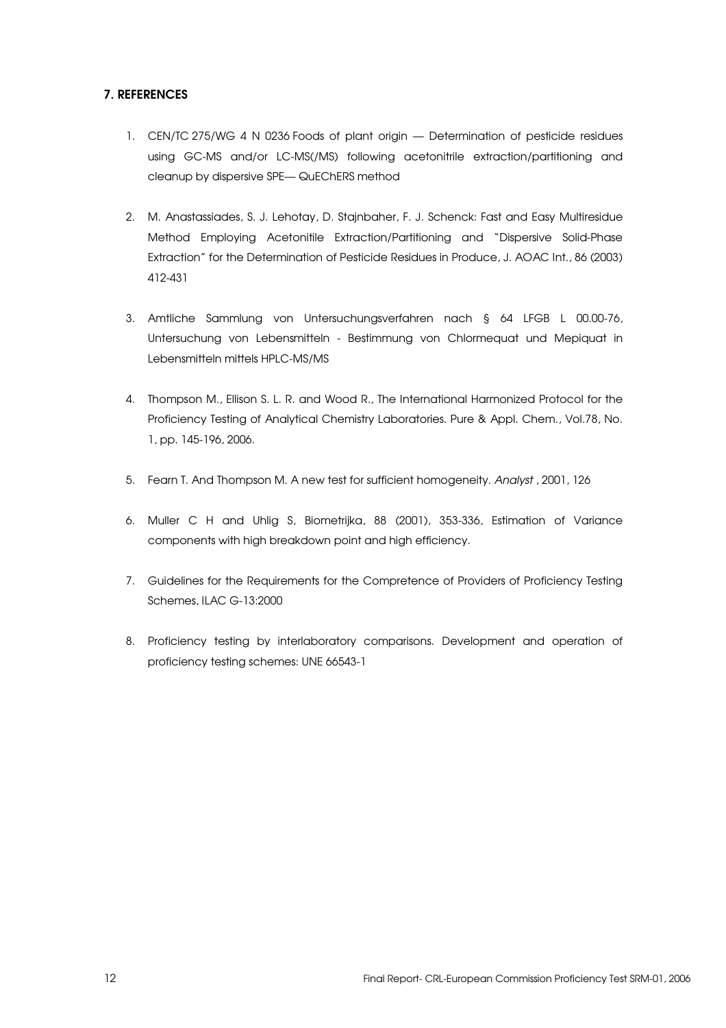## 7. REFERENCES

1. CEN/TC 275/WG 4 N 0236 Foods of plant origin — Determination of pesticide residues using GC-MS and/or LC-MS(/MS) following acetonitrile extraction/partitioning and cleanup by dispersive SPE— QuEChERS method

2. M. Anastassiades, S. J. Lehotay, D. Stajnbaher, F. J. Schenck: Fast and Easy Multiresidue Method Employing Acetonitile Extraction/Partitioning and "Dispersive Solid-Phase Extraction" for the Determination of Pesticide Residues in Produce, J. AOAC Int., 86 (2003) 412-431

3. Amtliche Sammlung von Untersuchungsverfahren nach § 64 LFGB L 00.00-76, Untersuchung von Lebensmitteln - Bestimmung von Chlormequat und Mepiquat in Lebensmitteln mittels HPLC-MS/MS

4. Thompson M., Ellison S. L. R. and Wood R., The International Harmonized Protocol for the Proficiency Testing of Analytical Chemistry Laboratories. Pure & Appl. Chem., Vol.78, No. 1, pp. 145-196, 2006.

5. Fearn T. And Thompson M. A new test for sufficient homogeneity. *Analyst* , 2001, 126

6. Muller C H and Uhlig S, Biometrijka, 88 (2001), 353-336, Estimation of Variance components with high breakdown point and high efficiency.

7. Guidelines for the Requirements for the Compretence of Providers of Proficiency Testing Schemes, ILAC G-13:2000

8. Proficiency testing by interlaboratory comparisons. Development and operation of proficiency testing schemes: UNE 66543-1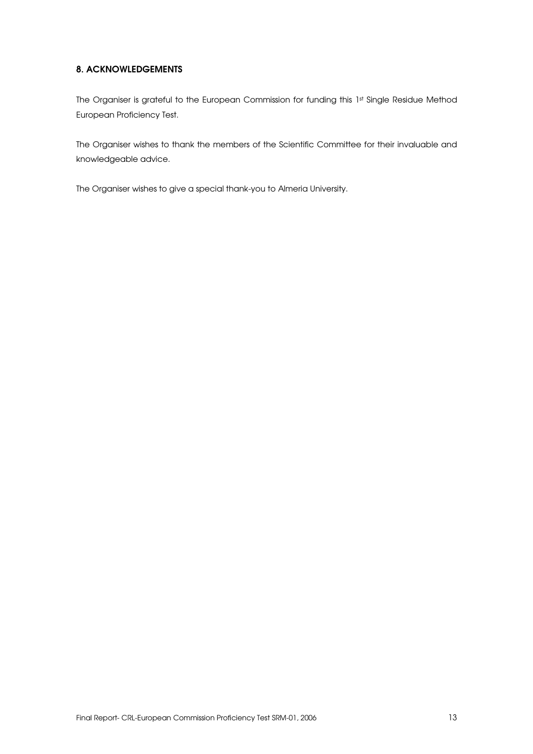## 8. ACKNOWLEDGEMENTS

The Organiser is grateful to the European Commission for funding this 1st Single Residue Method European Proficiency Test.

The Organiser wishes to thank the members of the Scientific Committee for their invaluable and knowledgeable advice.

The Organiser wishes to give a special thank-you to Almeria University.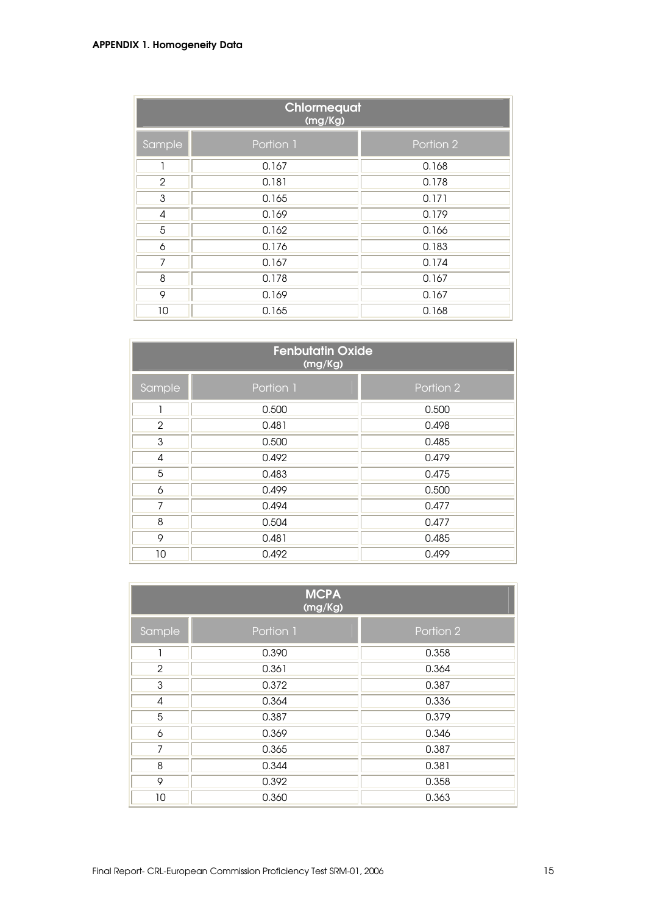**APPENDIX 1. Homogeneity Data**

| Chlormequat (mg/Kg) | | |
|---|---|---|
| Sample | Portion 1 | Portion 2 |
| 1 | 0.167 | 0.168 |
| 2 | 0.181 | 0.178 |
| 3 | 0.165 | 0.171 |
| 4 | 0.169 | 0.179 |
| 5 | 0.162 | 0.166 |
| 6 | 0.176 | 0.183 |
| 7 | 0.167 | 0.174 |
| 8 | 0.178 | 0.167 |
| 9 | 0.169 | 0.167 |
| 10 | 0.165 | 0.168 |

| Fenbutatin Oxide (mg/Kg) | | |
|---|---|---|
| Sample | Portion 1 | Portion 2 |
| 1 | 0.500 | 0.500 |
| 2 | 0.481 | 0.498 |
| 3 | 0.500 | 0.485 |
| 4 | 0.492 | 0.479 |
| 5 | 0.483 | 0.475 |
| 6 | 0.499 | 0.500 |
| 7 | 0.494 | 0.477 |
| 8 | 0.504 | 0.477 |
| 9 | 0.481 | 0.485 |
| 10 | 0.492 | 0.499 |

| MCPA (mg/Kg) | | |
|---|---|---|
| Sample | Portion 1 | Portion 2 |
| 1 | 0.390 | 0.358 |
| 2 | 0.361 | 0.364 |
| 3 | 0.372 | 0.387 |
| 4 | 0.364 | 0.336 |
| 5 | 0.387 | 0.379 |
| 6 | 0.369 | 0.346 |
| 7 | 0.365 | 0.387 |
| 8 | 0.344 | 0.381 |
| 9 | 0.392 | 0.358 |
| 10 | 0.360 | 0.363 |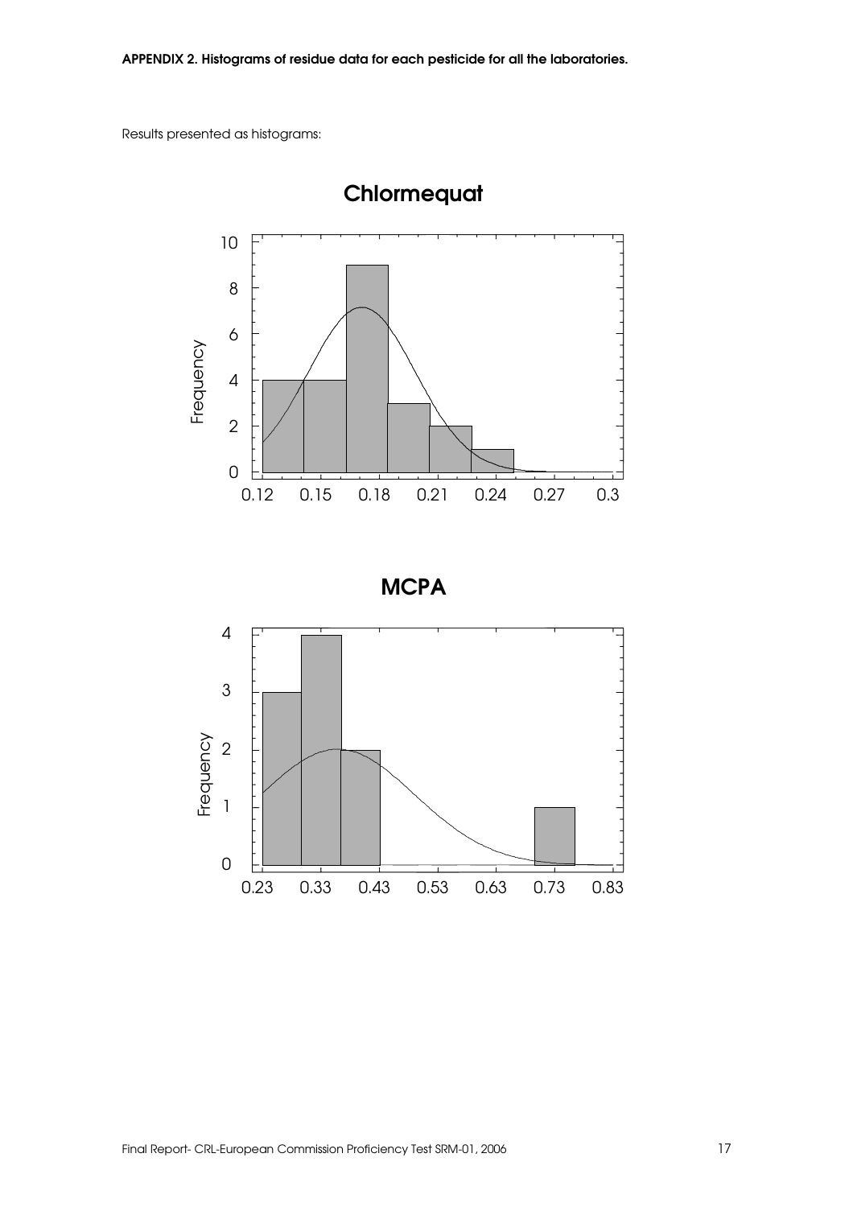**APPENDIX 2. Histograms of residue data for each pesticide for all the laboratories.**

Results presented as histograms:

**Chlormequat**

**MCPA**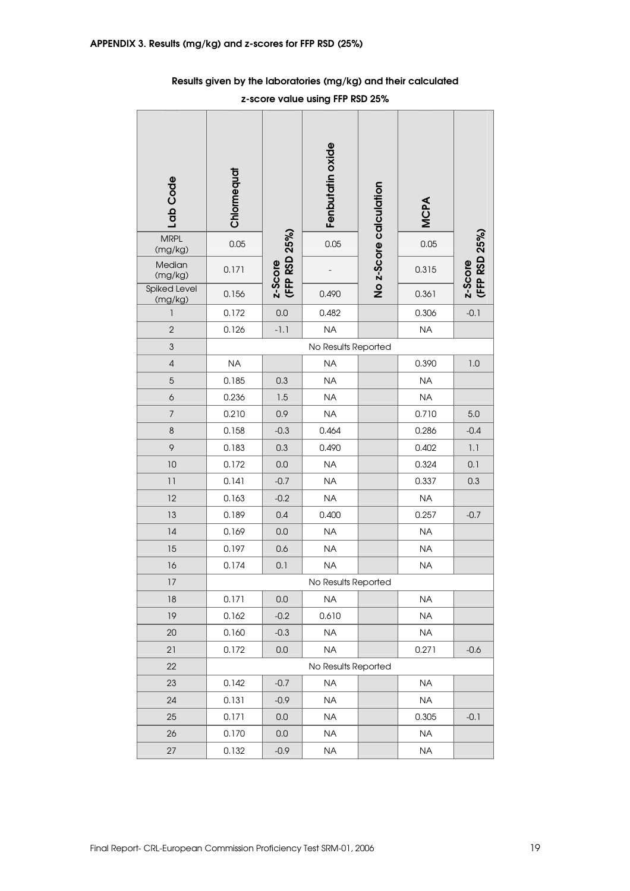**APPENDIX 3. Results (mg/kg) and z-scores for FFP RSD (25%)**

**Results given by the laboratories (mg/kg) and their calculated z-score value using FFP RSD 25%**

| Lab Code | Chlormequat | z-Score (FFP RSD 25%) | Fenbutatin oxide | No z-Score calculation | MCPA | z-Score (FFP RSD 25%) |
|---|---|---|---|---|---|---|
| MRPL (mg/kg) | 0.05 | | 0.05 | | 0.05 | |
| Median (mg/kg) | 0.171 | | - | | 0.315 | |
| Spiked Level (mg/kg) | 0.156 | | 0.490 | | 0.361 | |
| 1 | 0.172 | 0.0 | 0.482 | | 0.306 | -0.1 |
| 2 | 0.126 | -1.1 | NA | | NA | |
| 3 | No Results Reported | | | | | |
| 4 | NA | | NA | | 0.390 | 1.0 |
| 5 | 0.185 | 0.3 | NA | | NA | |
| 6 | 0.236 | 1.5 | NA | | NA | |
| 7 | 0.210 | 0.9 | NA | | 0.710 | 5.0 |
| 8 | 0.158 | -0.3 | 0.464 | | 0.286 | -0.4 |
| 9 | 0.183 | 0.3 | 0.490 | | 0.402 | 1.1 |
| 10 | 0.172 | 0.0 | NA | | 0.324 | 0.1 |
| 11 | 0.141 | -0.7 | NA | | 0.337 | 0.3 |
| 12 | 0.163 | -0.2 | NA | | NA | |
| 13 | 0.189 | 0.4 | 0.400 | | 0.257 | -0.7 |
| 14 | 0.169 | 0.0 | NA | | NA | |
| 15 | 0.197 | 0.6 | NA | | NA | |
| 16 | 0.174 | 0.1 | NA | | NA | |
| 17 | No Results Reported | | | | | |
| 18 | 0.171 | 0.0 | NA | | NA | |
| 19 | 0.162 | -0.2 | 0.610 | | NA | |
| 20 | 0.160 | -0.3 | NA | | NA | |
| 21 | 0.172 | 0.0 | NA | | 0.271 | -0.6 |
| 22 | No Results Reported | | | | | |
| 23 | 0.142 | -0.7 | NA | | NA | |
| 24 | 0.131 | -0.9 | NA | | NA | |
| 25 | 0.171 | 0.0 | NA | | 0.305 | -0.1 |
| 26 | 0.170 | 0.0 | NA | | NA | |
| 27 | 0.132 | -0.9 | NA | | NA | |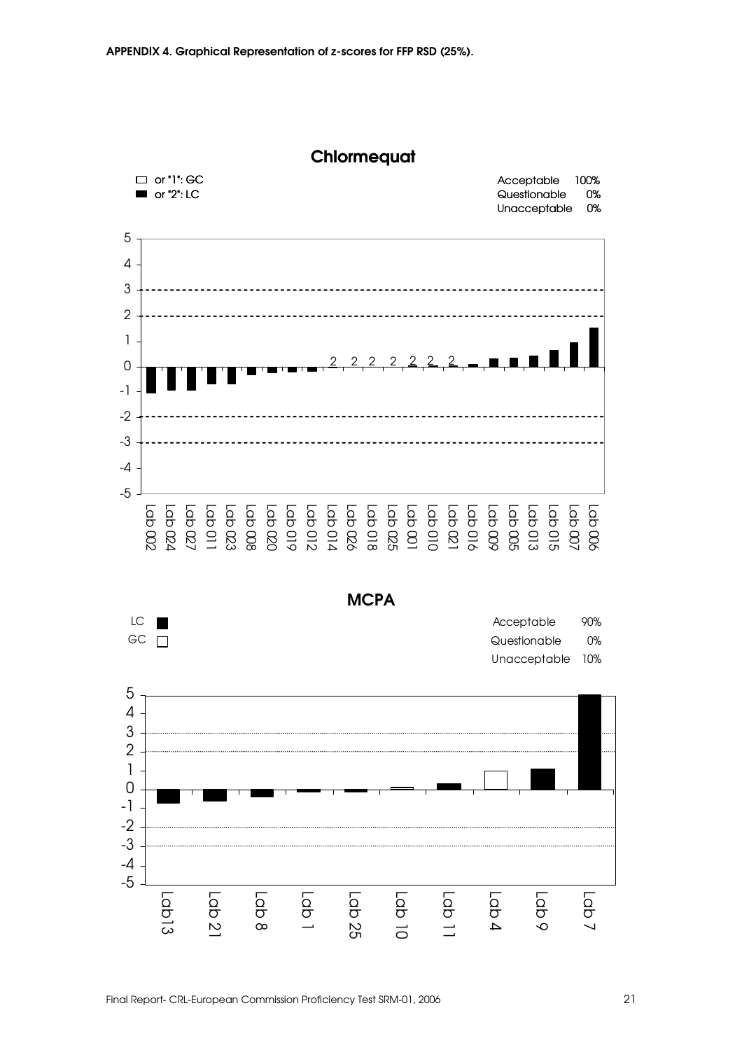**APPENDIX 4. Graphical Representation of z-scores for FFP RSD (25%).**

## Chlormequat

□ or "1": GC
■ or "2": LC

| | |
|---|---|
| Acceptable | 100% |
| Questionable | 0% |
| Unacceptable | 0% |

Lab 002, Lab 024, Lab 027, Lab 011, Lab 023, Lab 008, Lab 020, Lab 019, Lab 012, Lab 014, Lab 026, Lab 018, Lab 025, Lab 001, Lab 010, Lab 021, Lab 016, Lab 009, Lab 005, Lab 013, Lab 015, Lab 007, Lab 006

## MCPA

LC ■
GC □

| | |
|---|---|
| Acceptable | 90% |
| Questionable | 0% |
| Unacceptable | 10% |

Lab13, Lab 21, Lab 8, Lab 1, Lab 25, Lab 10, Lab 11, Lab 4, Lab 9, Lab 7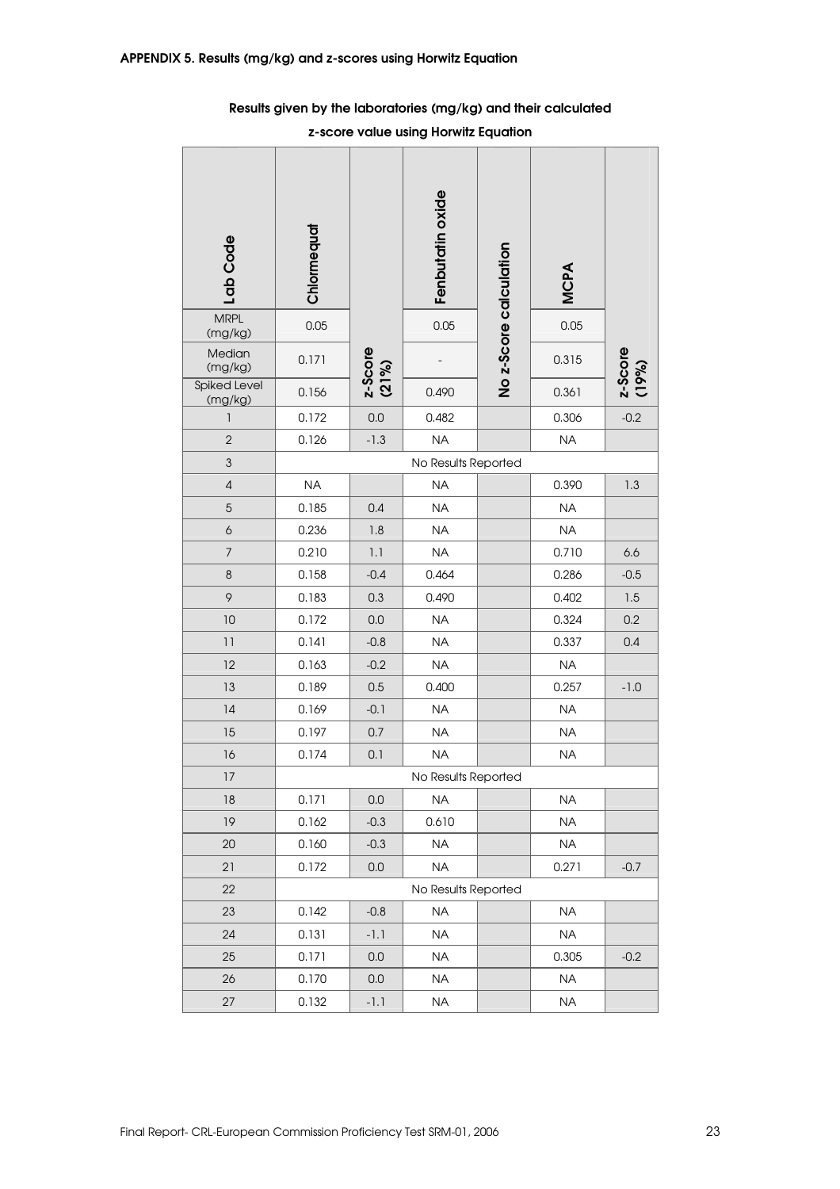#### APPENDIX 5. Results (mg/kg) and z-scores using Horwitz Equation

**Results given by the laboratories (mg/kg) and their calculated z-score value using Horwitz Equation**

| Lab Code | Chlormequat | z-Score (21%) | Fenbutatin oxide | No z-Score calculation | MCPA | z-Score (19%) |
|---|---|---|---|---|---|---|
| MRPL (mg/kg) | 0.05 | | 0.05 | | 0.05 | |
| Median (mg/kg) | 0.171 | | - | | 0.315 | |
| Spiked Level (mg/kg) | 0.156 | | 0.490 | | 0.361 | |
| 1 | 0.172 | 0.0 | 0.482 | | 0.306 | -0.2 |
| 2 | 0.126 | -1.3 | NA | | NA | |
| 3 | No Results Reported | | | | | |
| 4 | NA | | NA | | 0.390 | 1.3 |
| 5 | 0.185 | 0.4 | NA | | NA | |
| 6 | 0.236 | 1.8 | NA | | NA | |
| 7 | 0.210 | 1.1 | NA | | 0.710 | 6.6 |
| 8 | 0.158 | -0.4 | 0.464 | | 0.286 | -0.5 |
| 9 | 0.183 | 0.3 | 0.490 | | 0.402 | 1.5 |
| 10 | 0.172 | 0.0 | NA | | 0.324 | 0.2 |
| 11 | 0.141 | -0.8 | NA | | 0.337 | 0.4 |
| 12 | 0.163 | -0.2 | NA | | NA | |
| 13 | 0.189 | 0.5 | 0.400 | | 0.257 | -1.0 |
| 14 | 0.169 | -0.1 | NA | | NA | |
| 15 | 0.197 | 0.7 | NA | | NA | |
| 16 | 0.174 | 0.1 | NA | | NA | |
| 17 | No Results Reported | | | | | |
| 18 | 0.171 | 0.0 | NA | | NA | |
| 19 | 0.162 | -0.3 | 0.610 | | NA | |
| 20 | 0.160 | -0.3 | NA | | NA | |
| 21 | 0.172 | 0.0 | NA | | 0.271 | -0.7 |
| 22 | No Results Reported | | | | | |
| 23 | 0.142 | -0.8 | NA | | NA | |
| 24 | 0.131 | -1.1 | NA | | NA | |
| 25 | 0.171 | 0.0 | NA | | 0.305 | -0.2 |
| 26 | 0.170 | 0.0 | NA | | NA | |
| 27 | 0.132 | -1.1 | NA | | NA | |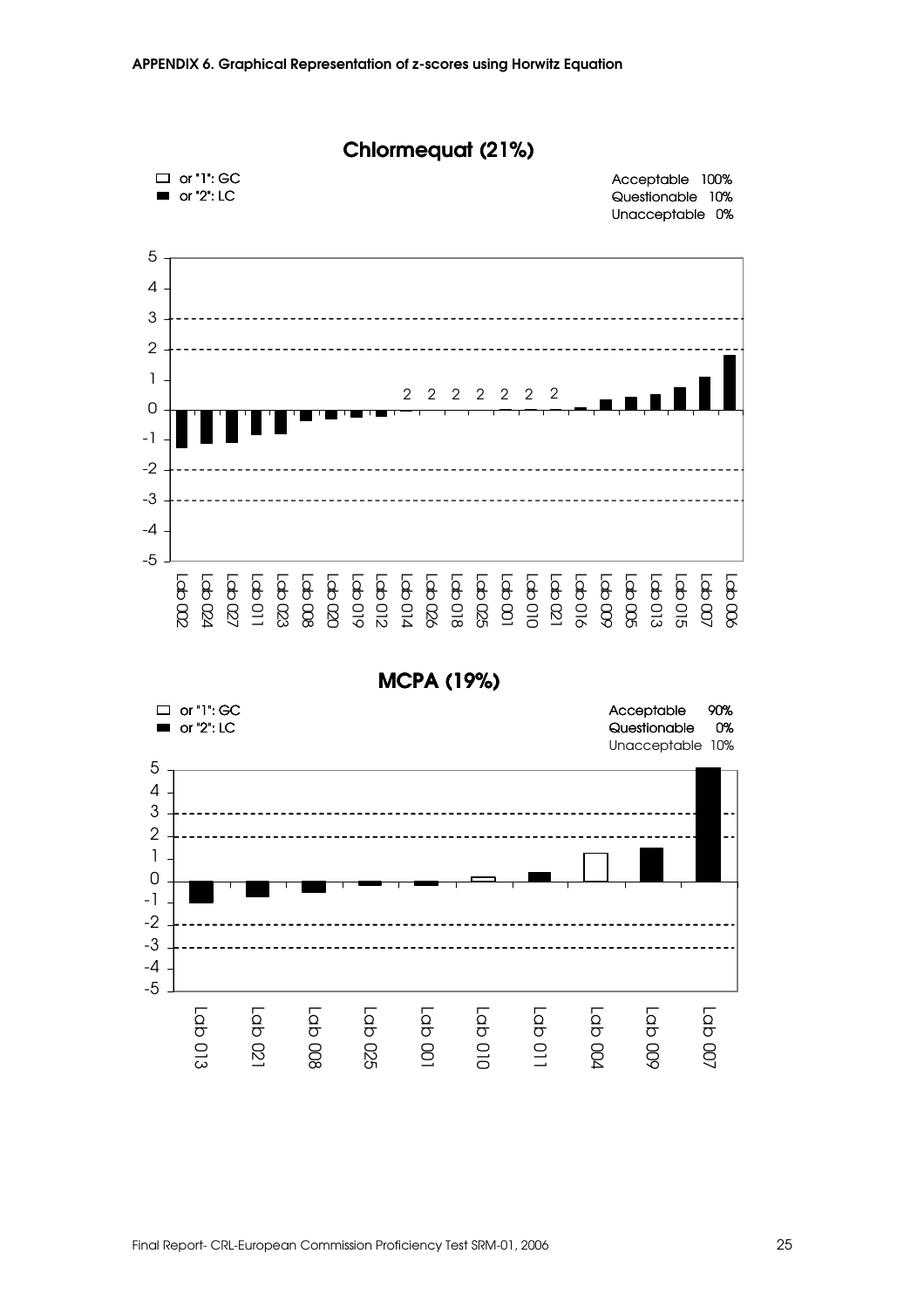**APPENDIX 6. Graphical Representation of z-scores using Horwitz Equation**

## Chlormequat (21%)

□ or "1": GC
■ or "2": LC

Acceptable 100%
Questionable 10%
Unacceptable 0%

Lab 002, Lab 024, Lab 027, Lab 011, Lab 023, Lab 008, Lab 020, Lab 019, Lab 012, Lab 014, Lab 026, Lab 018, Lab 025, Lab 001, Lab 010, Lab 021, Lab 016, Lab 009, Lab 005, Lab 013, Lab 015, Lab 007, Lab 006

## MCPA (19%)

□ or "1": GC
■ or "2": LC

Acceptable 90%
Questionable 0%
Unacceptable 10%

Lab 013, Lab 021, Lab 008, Lab 025, Lab 001, Lab 010, Lab 011, Lab 004, Lab 009, Lab 007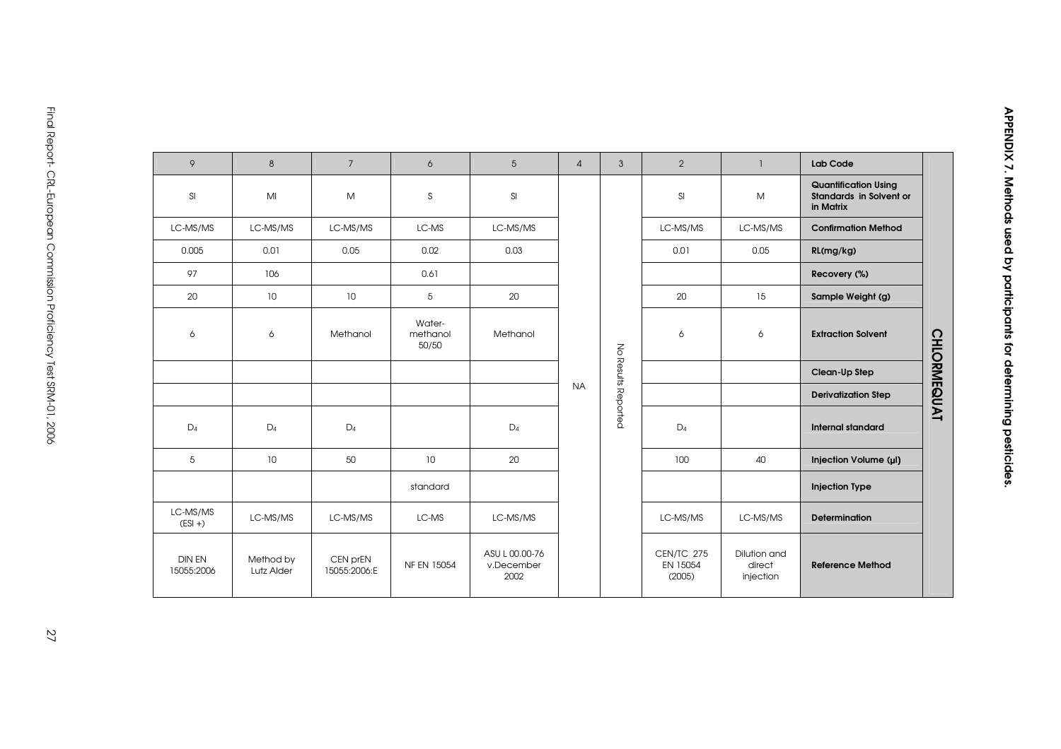# APPENDIX 7. Methods used by participants for determining pesticides.

## CHLORMEQUAT

| Lab Code | Quantification Using Standards in Solvent or in Matrix | Confirmation Method | RL(mg/kg) | Recovery (%) | Sample Weight (g) | Extraction Solvent | Clean-Up Step | Derivatization Step | Internal standard | Injection Volume (µl) | Injection Type | Determination | Reference Method |
|---|---|---|---|---|---|---|---|---|---|---|---|---|---|
| 1 | M | LC-MS/MS | 0.05 | | 15 | 6 | | | | 40 | | LC-MS/MS | Dilution and direct injection |
| 2 | SI | LC-MS/MS | 0.01 | | 20 | 6 | | | $D_4$ | 100 | | LC-MS/MS | CEN/TC 275 EN 15054 (2005) |
| 3 | No Results Reported | | | | | | | | | | | | |
| 4 | NA | | | | | | | | | | | | |
| 5 | SI | LC-MS/MS | 0.03 | | 20 | Methanol | | | $D_4$ | 20 | | LC-MS/MS | ASU L 00.00-76 v.December 2002 |
| 6 | S | LC-MS | 0.02 | 0.61 | 5 | Water-methanol 50/50 | | | | 10 | standard | LC-MS | NF EN 15054 |
| 7 | M | LC-MS/MS | 0.05 | | 10 | Methanol | | | $D_4$ | 50 | | LC-MS/MS | CEN prEN 15055:2006:E |
| 8 | MI | LC-MS/MS | 0.01 | 106 | 10 | 6 | | | $D_4$ | 10 | | LC-MS/MS | Method by Lutz Alder |
| 9 | SI | LC-MS/MS | 0.005 | 97 | 20 | 6 | | | $D_4$ | 5 | | LC-MS/MS (ESI +) | DIN EN 15055:2006 |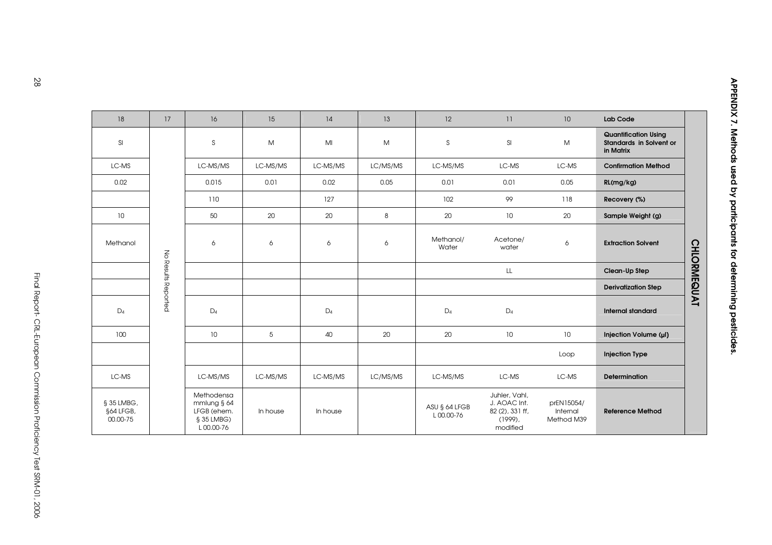## APPENDIX 7. Methods used by participants for determining pesticides.

### CHLORMEQUAT

| Lab Code | 10 | 11 | 12 | 13 | 14 | 15 | 16 | 17 | 18 |
|---|---|---|---|---|---|---|---|---|---|
| Quantification Using Standards in Solvent or in Matrix | M | SI | S | M | MI | M | S | No Results Reported | SI |
| Confirmation Method | LC-MS | LC-MS | LC-MS/MS | LC/MS/MS | LC-MS/MS | LC-MS/MS | LC-MS/MS | | LC-MS |
| RL(mg/kg) | 0.05 | 0.01 | 0.01 | 0.05 | 0.02 | 0.01 | 0.015 | | 0.02 |
| Recovery (%) | 118 | 99 | 102 | | 127 | | 110 | | |
| Sample Weight (g) | 20 | 10 | 20 | 8 | 20 | 20 | 50 | | 10 |
| Extraction Solvent | 6 | Acetone/ water | Methanol/ Water | 6 | 6 | 6 | 6 | | Methanol |
| Clean-Up Step | | LL | | | | | | | |
| Derivatization Step | | | | | | | | | |
| Internal standard | | $D_4$ | $D_4$ | | $D_4$ | | $D_4$ | | $D_4$ |
| Injection Volume (µl) | 10 | 10 | 20 | 20 | 40 | 5 | 10 | | 100 |
| Injection Type | Loop | | | | | | | | |
| Determination | LC-MS | LC-MS | LC-MS/MS | LC/MS/MS | LC-MS/MS | LC-MS/MS | LC-MS/MS | | LC-MS |
| Reference Method | prEN15054/ Internal Method M39 | Juhler, Vahl, J. AOAC Int. 82 (2), 331 ff, (1999), modified | ASU § 64 LFGB L 00.00-76 | | In house | In house | Methodensammlung § 64 LFGB (ehem. § 35 LMBG) L 00.00-76 | | § 35 LMBG, §64 LFGB, 00.00-75 |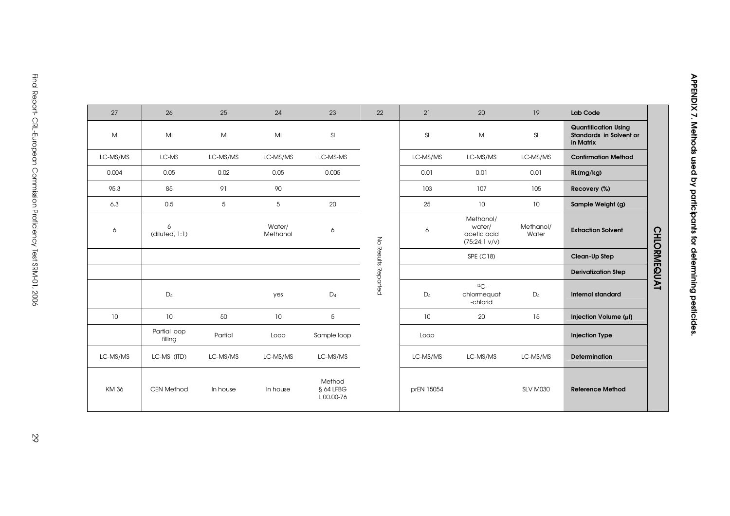## APPENDIX 7. Methods used by participants for determining pesticides.

### CHLORMEQUAT

| Lab Code | 19 | 20 | 21 | 22 | 23 | 24 | 25 | 26 | 27 |
|---|---|---|---|---|---|---|---|---|---|
| Quantification Using Standards in Solvent or in Matrix | SI | M | SI | No Results Reported | SI | MI | M | MI | M |
| Confirmation Method | LC-MS/MS | LC-MS/MS | LC-MS/MS | | LC-MS-MS | LC-MS/MS | LC-MS/MS | LC-MS | LC-MS/MS |
| RL(mg/kg) | 0.01 | 0.01 | 0.01 | | 0.005 | 0.05 | 0.02 | 0.05 | 0.004 |
| Recovery (%) | 105 | 107 | 103 | | | 90 | 91 | 85 | 95.3 |
| Sample Weight (g) | 10 | 10 | 25 | | 20 | 5 | 5 | 0.5 | 6.3 |
| Extraction Solvent | Methanol/ Water | Methanol/ water/ acetic acid (75:24:1 v/v) | 6 | | 6 | Water/ Methanol | | 6 (diluted, 1:1) | 6 |
| Clean-Up Step | | SPE (C18) | | | | | | | |
| Derivatization Step | | | | | | | | | |
| Internal standard | $D_4$ | $^{13}C$-chlormequat -chlorid | $D_4$ | | $D_4$ | yes | | $D_4$ | |
| Injection Volume (µl) | 15 | 20 | 10 | | 5 | 10 | 50 | 10 | 10 |
| Injection Type | | | Loop | | Sample loop | Loop | Partial | Partial loop filling | |
| Determination | LC-MS/MS | LC-MS/MS | LC-MS/MS | | LC-MS/MS | LC-MS/MS | LC-MS/MS | LC-MS (ITD) | LC-MS/MS |
| Reference Method | SLV M030 | | prEN 15054 | | Method § 64 LFBG L 00.00-76 | In house | In house | CEN Method | KM 36 |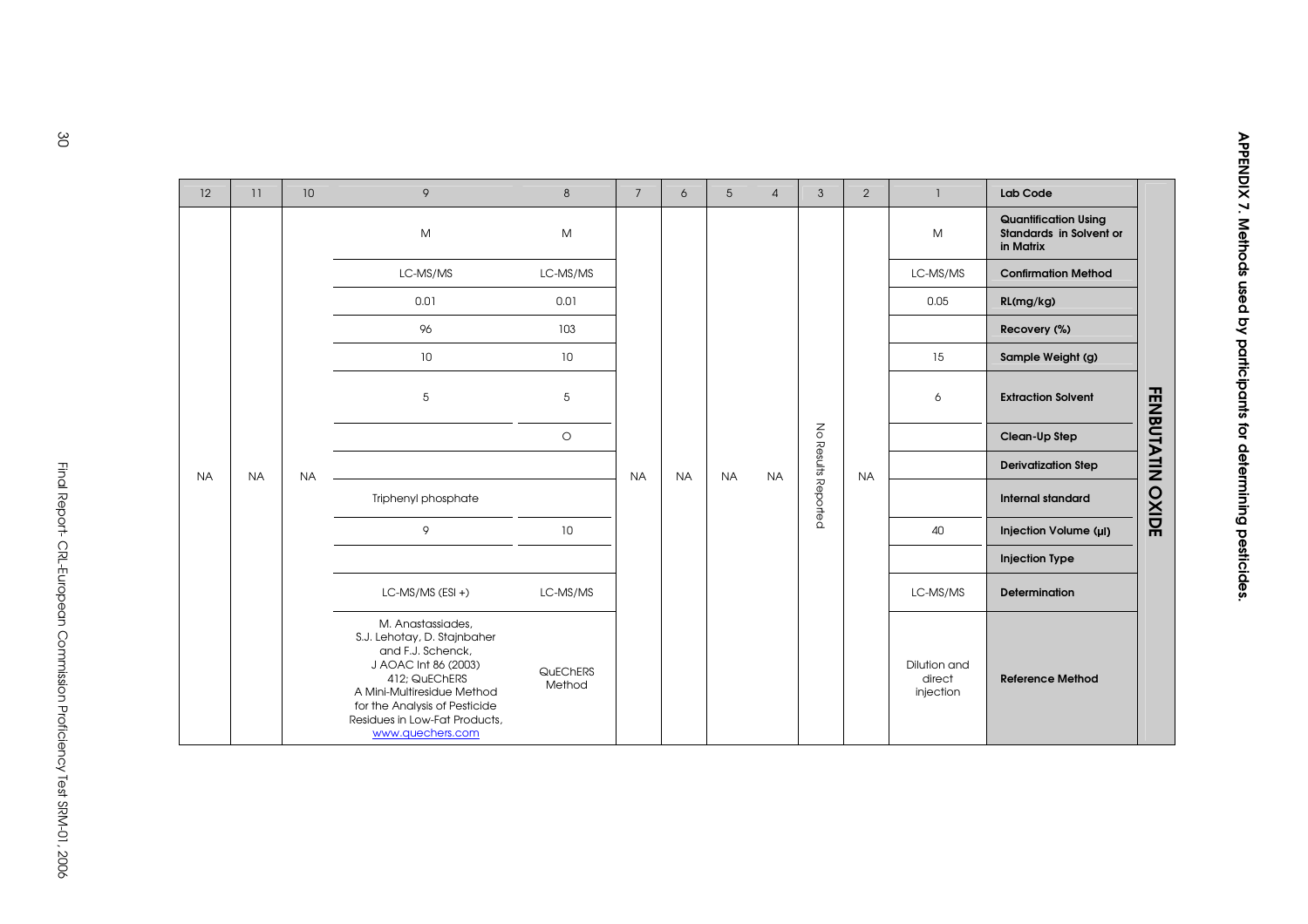# APPENDIX 7. Methods used by participants for determining pesticides.

## FENBUTATIN OXIDE

| Lab Code | Quantification Using Standards in Solvent or in Matrix | Confirmation Method | RL(mg/kg) | Recovery (%) | Sample Weight (g) | Extraction Solvent | Clean-Up Step | Derivatization Step | Internal standard | Injection Volume (µl) | Injection Type | Determination | Reference Method |
|---|---|---|---|---|---|---|---|---|---|---|---|---|---|
| 1 | M | LC-MS/MS | 0.05 | | 15 | 6 | | | | 40 | | LC-MS/MS | Dilution and direct injection |
| 2 | NA | | | | | | | | | | | | |
| 3 | No Results Reported | | | | | | | | | | | | |
| 4 | NA | | | | | | | | | | | | |
| 5 | NA | | | | | | | | | | | | |
| 6 | NA | | | | | | | | | | | | |
| 7 | NA | | | | | | | | | | | | |
| 8 | M | LC-MS/MS | 0.01 | 103 | 10 | 5 | O | | | 10 | | LC-MS/MS | QuEChERS Method |
| 9 | M | LC-MS/MS | 0.01 | 96 | 10 | 5 | | | Triphenyl phosphate | 9 | | LC-MS/MS (ESI +) | M. Anastassiades, S.J. Lehotay, D. Stajnbaher and F.J. Schenck, J AOAC Int 86 (2003) 412; QuEChERS A Mini-Multiresidue Method for the Analysis of Pesticide Residues in Low-Fat Products, www.quechers.com |
| 10 | NA | | | | | | | | | | | | |
| 11 | NA | | | | | | | | | | | | |
| 12 | NA | | | | | | | | | | | | |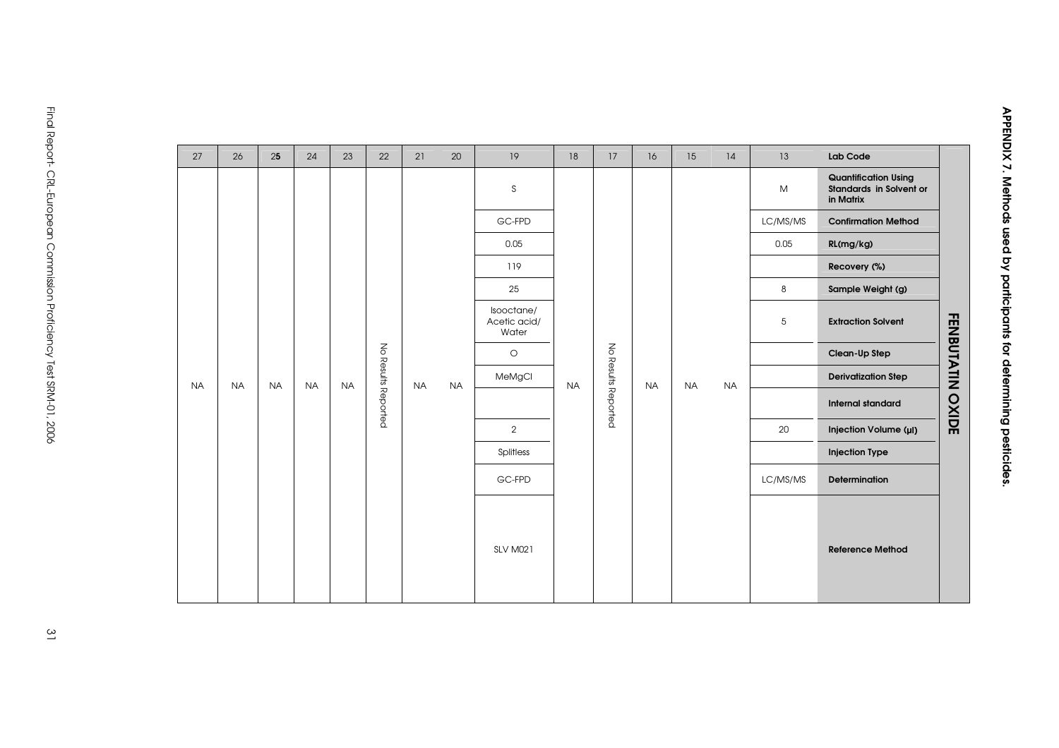# APPENDIX 7. Methods used by participants for determining pesticides.

## FENBUTATIN OXIDE

| Lab Code | Quantification Using Standards in Solvent or in Matrix | Confirmation Method | RL(mg/kg) | Recovery (%) | Sample Weight (g) | Extraction Solvent | Clean-Up Step | Derivatization Step | Internal standard | Injection Volume (µl) | Injection Type | Determination | Reference Method |
|---|---|---|---|---|---|---|---|---|---|---|---|---|---|
| 13 | M | LC/MS/MS | 0.05 | | 8 | 5 | | | | 20 | | LC/MS/MS | |
| 14 | NA | | | | | | | | | | | | |
| 15 | NA | | | | | | | | | | | | |
| 16 | NA | | | | | | | | | | | | |
| 17 | No Results Reported | | | | | | | | | | | | |
| 18 | NA | | | | | | | | | | | | |
| 19 | S | GC-FPD | 0.05 | 119 | 25 | Isooctane/ Acetic acid/ Water | O | MeMgCl | | 2 | Splitless | GC-FPD | SLV M021 |
| 20 | NA | | | | | | | | | | | | |
| 21 | NA | | | | | | | | | | | | |
| 22 | No Results Reported | | | | | | | | | | | | |
| 23 | NA | | | | | | | | | | | | |
| 24 | NA | | | | | | | | | | | | |
| 25 | NA | | | | | | | | | | | | |
| 26 | NA | | | | | | | | | | | | |
| 27 | NA | | | | | | | | | | | | |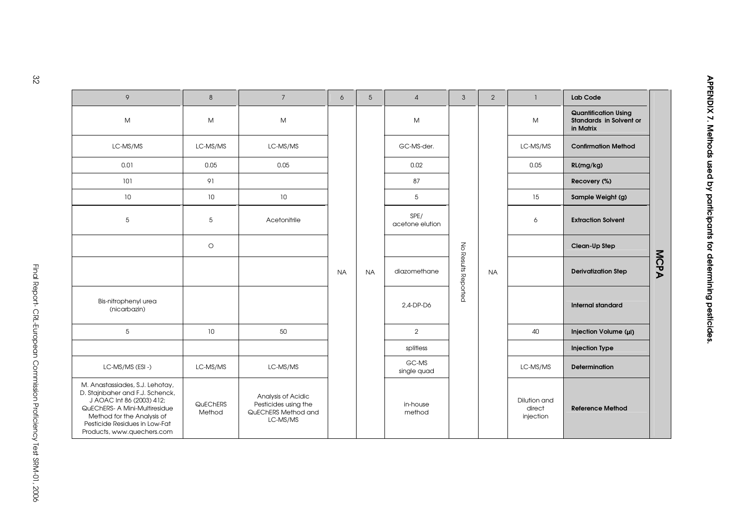# APPENDIX 7. Methods used by participants for determining pesticides.

## MCPA

| Lab Code | Quantification Using Standards in Solvent or in Matrix | Confirmation Method | RL(mg/kg) | Recovery (%) | Sample Weight (g) | Extraction Solvent | Clean-Up Step | Derivatization Step | Internal standard | Injection Volume (µl) | Injection Type | Determination | Reference Method |
|---|---|---|---|---|---|---|---|---|---|---|---|---|---|
| 1 | M | LC-MS/MS | 0.05 | | 15 | 6 | | | | 40 | | LC-MS/MS | Dilution and direct injection |
| 2 | NA | | | | | | | | | | | | |
| 3 | No Results Reported | | | | | | | | | | | | |
| 4 | M | GC-MS-der. | 0.02 | 87 | 5 | SPE/ acetone elution | | diazomethane | 2,4-DP-D6 | 2 | splitless | GC-MS single quad | in-house method |
| 5 | NA | | | | | | | | | | | | |
| 6 | NA | | | | | | | | | | | | |
| 7 | M | LC-MS/MS | 0.05 | | 10 | Acetonitrile | | | | 50 | | LC-MS/MS | Analysis of Acidic Pesticides using the QuEChERS Method and LC-MS/MS |
| 8 | M | LC-MS/MS | 0.05 | 91 | 10 | 5 | O | | | 10 | | LC-MS/MS | QuEChERS Method |
| 9 | M | LC-MS/MS | 0.01 | 101 | 10 | 5 | | | Bis-nitrophenyl urea (nicarbazin) | 5 | | LC-MS/MS (ESI -) | M. Anastassiades, S.J. Lehotay, D. Stajnbaher and F.J. Schenck, J AOAC Int 86 (2003) 412; QuEChERS- A Mini-Multiresidue Method for the Analysis of Pesticide Residues in Low-Fat Products, www.quechers.com |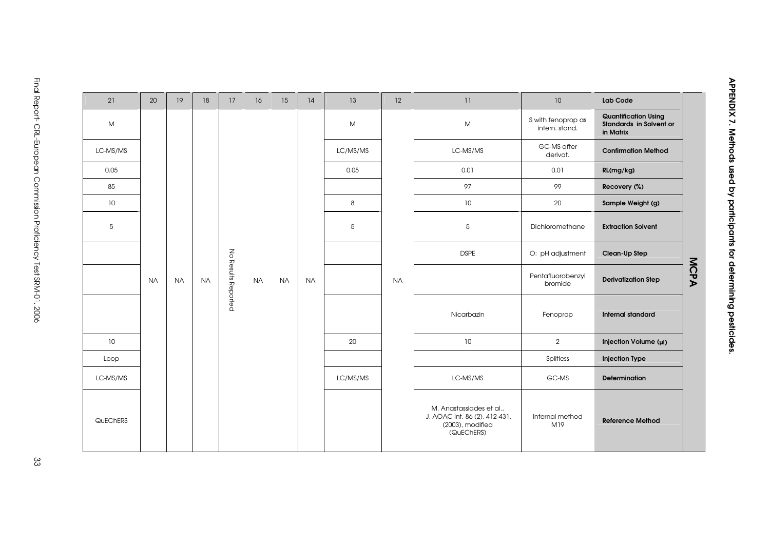## APPENDIX 7. Methods used by participants for determining pesticides.

**MCPA**

| Lab Code | 10 | 11 | 12 | 13 | 14 | 15 | 16 | 17 | 18 | 19 | 20 | 21 |
|---|---|---|---|---|---|---|---|---|---|---|---|---|
| Quantification Using Standards in Solvent or in Matrix | S with fenoprop as intern. stand. | M | NA | M | NA | NA | NA | No Results Reported | NA | NA | NA | M |
| Confirmation Method | GC-MS after derivat. | LC-MS/MS | | LC/MS/MS | | | | | | | | LC-MS/MS |
| RL(mg/kg) | 0.01 | 0.01 | | 0.05 | | | | | | | | 0.05 |
| Recovery (%) | 99 | 97 | | | | | | | | | | 85 |
| Sample Weight (g) | 20 | 10 | | 8 | | | | | | | | 10 |
| Extraction Solvent | Dichloromethane | 5 | | 5 | | | | | | | | 5 |
| Clean-Up Step | O: pH adjustment | DSPE | | | | | | | | | | |
| Derivatization Step | Pentafluorobenzyl bromide | | | | | | | | | | | |
| Internal standard | Fenoprop | Nicarbazin | | | | | | | | | | |
| Injection Volume (µl) | 2 | 10 | | 20 | | | | | | | | 10 |
| Injection Type | Splitless | | | | | | | | | | | Loop |
| Determination | GC-MS | LC-MS/MS | | LC/MS/MS | | | | | | | | LC-MS/MS |
| Reference Method | Internal method M19 | M. Anastassiades et al., J. AOAC Int. 86 (2), 412-431, (2003), modified (QuEChERS) | | | | | | | | | | QuEChERS |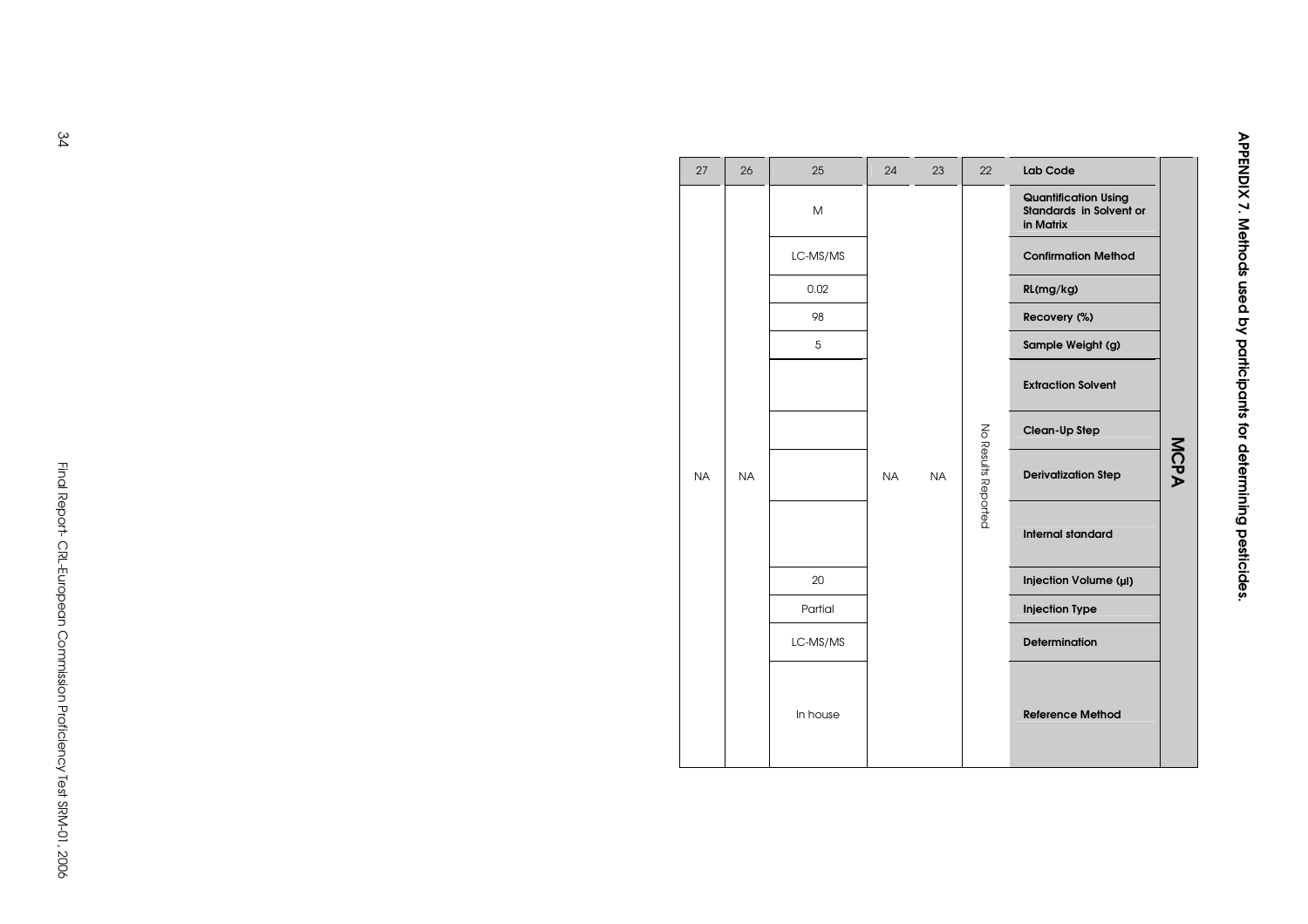# APPENDIX 7. Methods used by participants for determining pesticides.

**MCPA**

| Lab Code | Quantification Using Standards in Solvent or in Matrix | Confirmation Method | RL(mg/kg) | Recovery (%) | Sample Weight (g) | Extraction Solvent | Clean-Up Step | Derivatization Step | Internal standard | Injection Volume (µl) | Injection Type | Determination | Reference Method |
|---|---|---|---|---|---|---|---|---|---|---|---|---|---|
| 22 | | | | | | | | No Results Reported | | | | | |
| 23 | | | | | | | | NA | | | | | |
| 24 | | | | | | | | NA | | | | | |
| 25 | M | LC-MS/MS | 0.02 | 98 | 5 | | | | | 20 | Partial | LC-MS/MS | In house |
| 26 | | | | | | | | NA | | | | | |
| 27 | | | | | | | | NA | | | | | |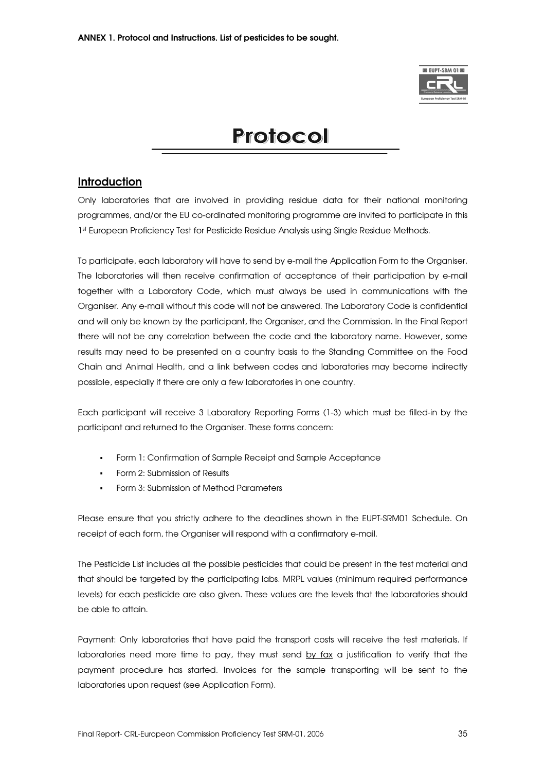ANNEX 1. Protocol and Instructions. List of pesticides to be sought.

# Protocol

## Introduction

Only laboratories that are involved in providing residue data for their national monitoring programmes, and/or the EU co-ordinated monitoring programme are invited to participate in this 1st European Proficiency Test for Pesticide Residue Analysis using Single Residue Methods.

To participate, each laboratory will have to send by e-mail the Application Form to the Organiser. The laboratories will then receive confirmation of acceptance of their participation by e-mail together with a Laboratory Code, which must always be used in communications with the Organiser. Any e-mail without this code will not be answered. The Laboratory Code is confidential and will only be known by the participant, the Organiser, and the Commission. In the Final Report there will not be any correlation between the code and the laboratory name. However, some results may need to be presented on a country basis to the Standing Committee on the Food Chain and Animal Health, and a link between codes and laboratories may become indirectly possible, especially if there are only a few laboratories in one country.

Each participant will receive 3 Laboratory Reporting Forms (1-3) which must be filled-in by the participant and returned to the Organiser. These forms concern:

- Form 1: Confirmation of Sample Receipt and Sample Acceptance
- Form 2: Submission of Results
- Form 3: Submission of Method Parameters

Please ensure that you strictly adhere to the deadlines shown in the EUPT-SRM01 Schedule. On receipt of each form, the Organiser will respond with a confirmatory e-mail.

The Pesticide List includes all the possible pesticides that could be present in the test material and that should be targeted by the participating labs. MRPL values (minimum required performance levels) for each pesticide are also given. These values are the levels that the laboratories should be able to attain.

Payment: Only laboratories that have paid the transport costs will receive the test materials. If laboratories need more time to pay, they must send by fax a justification to verify that the payment procedure has started. Invoices for the sample transporting will be sent to the laboratories upon request (see Application Form).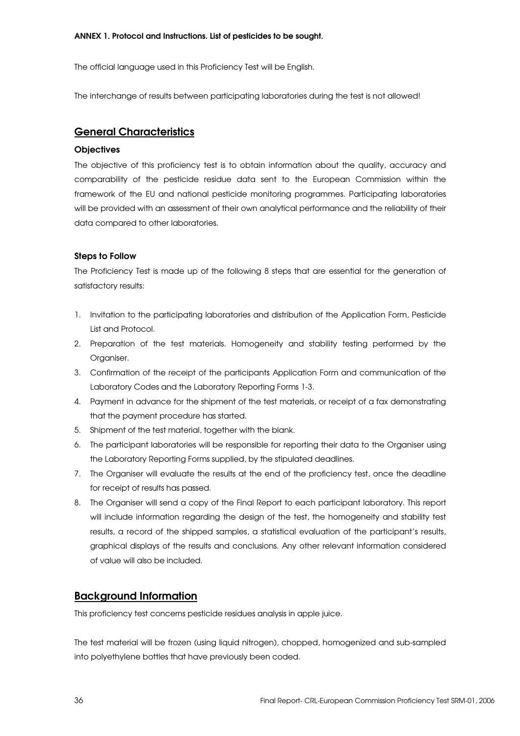**ANNEX 1. Protocol and Instructions. List of pesticides to be sought.**

The official language used in this Proficiency Test will be English.

The interchange of results between participating laboratories during the test is not allowed!

## General Characteristics

### Objectives

The objective of this proficiency test is to obtain information about the quality, accuracy and comparability of the pesticide residue data sent to the European Commission within the framework of the EU and national pesticide monitoring programmes. Participating laboratories will be provided with an assessment of their own analytical performance and the reliability of their data compared to other laboratories.

### Steps to Follow

The Proficiency Test is made up of the following 8 steps that are essential for the generation of satisfactory results:

1. Invitation to the participating laboratories and distribution of the Application Form, Pesticide List and Protocol.
2. Preparation of the test materials. Homogeneity and stability testing performed by the Organiser.
3. Confirmation of the receipt of the participants Application Form and communication of the Laboratory Codes and the Laboratory Reporting Forms 1-3.
4. Payment in advance for the shipment of the test materials, or receipt of a fax demonstrating that the payment procedure has started.
5. Shipment of the test material, together with the blank.
6. The participant laboratories will be responsible for reporting their data to the Organiser using the Laboratory Reporting Forms supplied, by the stipulated deadlines.
7. The Organiser will evaluate the results at the end of the proficiency test, once the deadline for receipt of results has passed.
8. The Organiser will send a copy of the Final Report to each participant laboratory. This report will include information regarding the design of the test, the homogeneity and stability test results, a record of the shipped samples, a statistical evaluation of the participant's results, graphical displays of the results and conclusions. Any other relevant information considered of value will also be included.

## Background Information

This proficiency test concerns pesticide residues analysis in apple juice.

The test material will be frozen (using liquid nitrogen), chopped, homogenized and sub-sampled into polyethylene bottles that have previously been coded.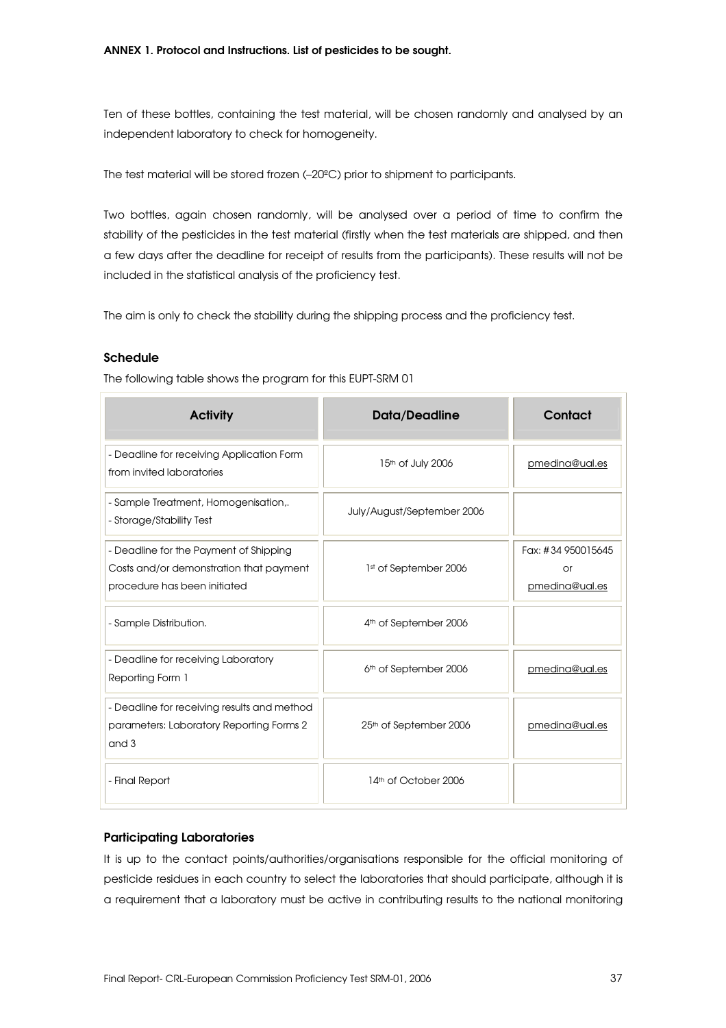**ANNEX 1. Protocol and Instructions. List of pesticides to be sought.**

Ten of these bottles, containing the test material, will be chosen randomly and analysed by an independent laboratory to check for homogeneity.

The test material will be stored frozen (–20ºC) prior to shipment to participants.

Two bottles, again chosen randomly, will be analysed over a period of time to confirm the stability of the pesticides in the test material (firstly when the test materials are shipped, and then a few days after the deadline for receipt of results from the participants). These results will not be included in the statistical analysis of the proficiency test.

The aim is only to check the stability during the shipping process and the proficiency test.

### Schedule

The following table shows the program for this EUPT-SRM 01

| Activity | Data/Deadline | Contact |
|---|---|---|
| - Deadline for receiving Application Form from invited laboratories | 15th of July 2006 | pmedina@ual.es |
| - Sample Treatment, Homogenisation,.<br>- Storage/Stability Test | July/August/September 2006 | |
| - Deadline for the Payment of Shipping Costs and/or demonstration that payment procedure has been initiated | 1st of September 2006 | Fax: #34 950015645 or pmedina@ual.es |
| - Sample Distribution. | 4th of September 2006 | |
| - Deadline for receiving Laboratory Reporting Form 1 | 6th of September 2006 | pmedina@ual.es |
| - Deadline for receiving results and method parameters: Laboratory Reporting Forms 2 and 3 | 25th of September 2006 | pmedina@ual.es |
| - Final Report | 14th of October 2006 | |

### Participating Laboratories

It is up to the contact points/authorities/organisations responsible for the official monitoring of pesticide residues in each country to select the laboratories that should participate, although it is a requirement that a laboratory must be active in contributing results to the national monitoring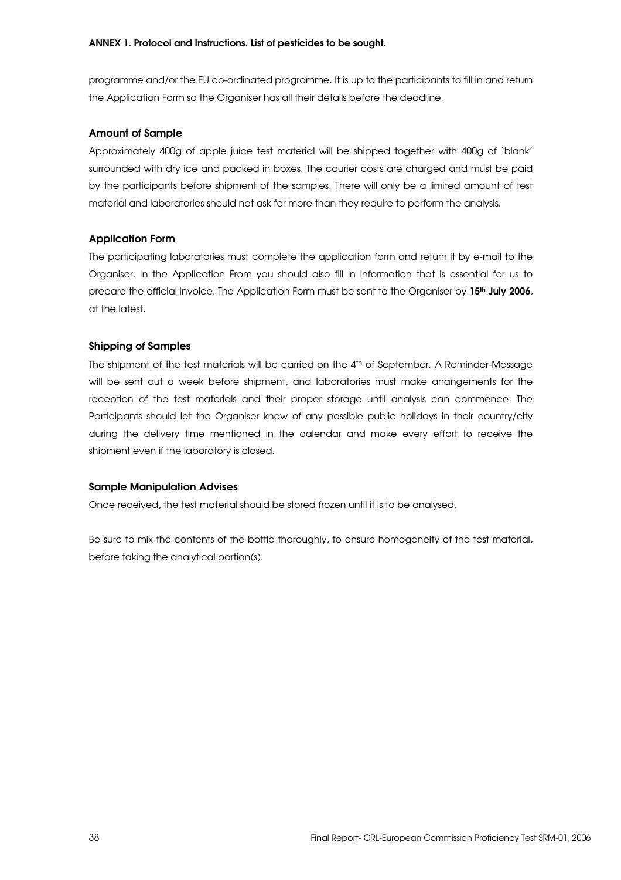programme and/or the EU co-ordinated programme. It is up to the participants to fill in and return the Application Form so the Organiser has all their details before the deadline.

### Amount of Sample

Approximately 400g of apple juice test material will be shipped together with 400g of 'blank' surrounded with dry ice and packed in boxes. The courier costs are charged and must be paid by the participants before shipment of the samples. There will only be a limited amount of test material and laboratories should not ask for more than they require to perform the analysis.

### Application Form

The participating laboratories must complete the application form and return it by e-mail to the Organiser. In the Application From you should also fill in information that is essential for us to prepare the official invoice. The Application Form must be sent to the Organiser by **15th July 2006**, at the latest.

### Shipping of Samples

The shipment of the test materials will be carried on the 4th of September. A Reminder-Message will be sent out a week before shipment, and laboratories must make arrangements for the reception of the test materials and their proper storage until analysis can commence. The Participants should let the Organiser know of any possible public holidays in their country/city during the delivery time mentioned in the calendar and make every effort to receive the shipment even if the laboratory is closed.

### Sample Manipulation Advises

Once received, the test material should be stored frozen until it is to be analysed.

Be sure to mix the contents of the bottle thoroughly, to ensure homogeneity of the test material, before taking the analytical portion(s).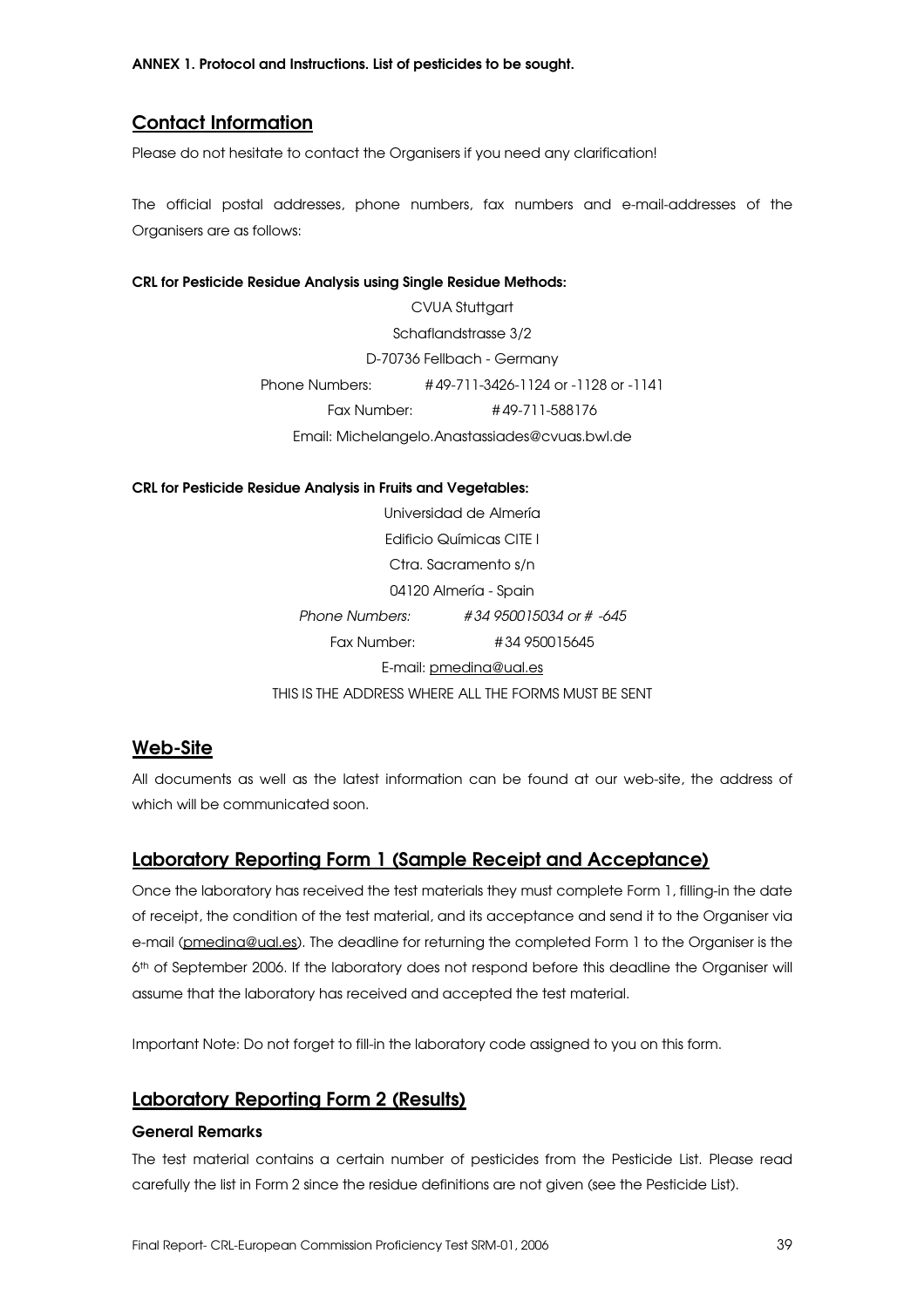**ANNEX 1. Protocol and Instructions. List of pesticides to be sought.**

## Contact Information

Please do not hesitate to contact the Organisers if you need any clarification!

The official postal addresses, phone numbers, fax numbers and e-mail-addresses of the Organisers are as follows:

**CRL for Pesticide Residue Analysis using Single Residue Methods:**

CVUA Stuttgart
Schaflandstrasse 3/2
D-70736 Fellbach - Germany
Phone Numbers: #49-711-3426-1124 or -1128 or -1141
Fax Number: #49-711-588176
Email: Michelangelo.Anastassiades@cvuas.bwl.de

**CRL for Pesticide Residue Analysis in Fruits and Vegetables:**

Universidad de Almería
Edificio Químicas CITE I
Ctra. Sacramento s/n
04120 Almería - Spain
*Phone Numbers: #34 950015034 or # -645*
Fax Number: #34 950015645
E-mail: pmedina@ual.es
THIS IS THE ADDRESS WHERE ALL THE FORMS MUST BE SENT

## Web-Site

All documents as well as the latest information can be found at our web-site, the address of which will be communicated soon.

## Laboratory Reporting Form 1 (Sample Receipt and Acceptance)

Once the laboratory has received the test materials they must complete Form 1, filling-in the date of receipt, the condition of the test material, and its acceptance and send it to the Organiser via e-mail (pmedina@ual.es). The deadline for returning the completed Form 1 to the Organiser is the 6th of September 2006. If the laboratory does not respond before this deadline the Organiser will assume that the laboratory has received and accepted the test material.

Important Note: Do not forget to fill-in the laboratory code assigned to you on this form.

## Laboratory Reporting Form 2 (Results)

### General Remarks

The test material contains a certain number of pesticides from the Pesticide List. Please read carefully the list in Form 2 since the residue definitions are not given (see the Pesticide List).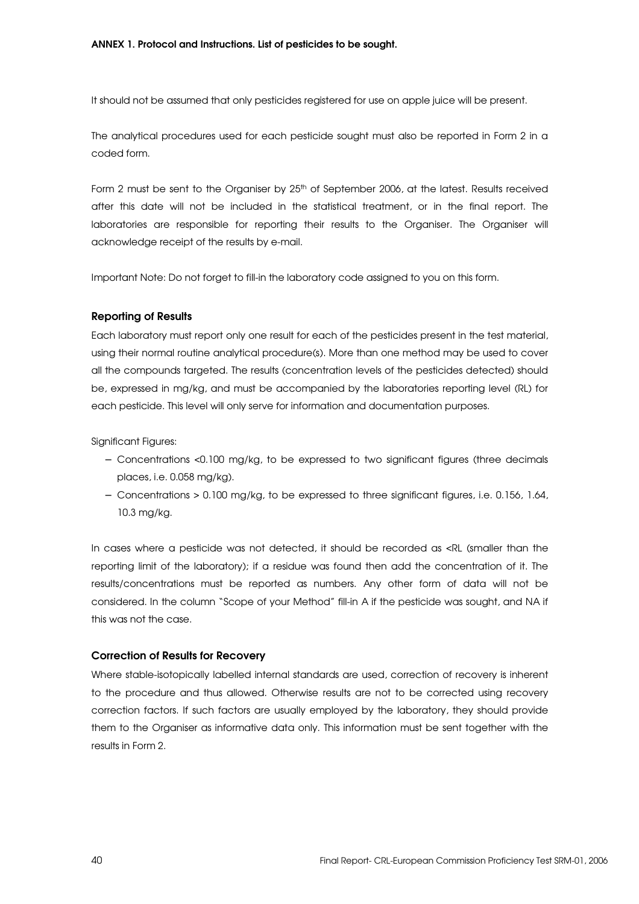**ANNEX 1. Protocol and Instructions. List of pesticides to be sought.**

It should not be assumed that only pesticides registered for use on apple juice will be present.

The analytical procedures used for each pesticide sought must also be reported in Form 2 in a coded form.

Form 2 must be sent to the Organiser by 25th of September 2006, at the latest. Results received after this date will not be included in the statistical treatment, or in the final report. The laboratories are responsible for reporting their results to the Organiser. The Organiser will acknowledge receipt of the results by e-mail.

Important Note: Do not forget to fill-in the laboratory code assigned to you on this form.

### Reporting of Results

Each laboratory must report only one result for each of the pesticides present in the test material, using their normal routine analytical procedure(s). More than one method may be used to cover all the compounds targeted. The results (concentration levels of the pesticides detected) should be, expressed in mg/kg, and must be accompanied by the laboratories reporting level (RL) for each pesticide. This level will only serve for information and documentation purposes.

Significant Figures:

- Concentrations <0.100 mg/kg, to be expressed to two significant figures (three decimals places, i.e. 0.058 mg/kg).
- Concentrations > 0.100 mg/kg, to be expressed to three significant figures, i.e. 0.156, 1.64, 10.3 mg/kg.

In cases where a pesticide was not detected, it should be recorded as <RL (smaller than the reporting limit of the laboratory); if a residue was found then add the concentration of it. The results/concentrations must be reported as numbers. Any other form of data will not be considered. In the column "Scope of your Method" fill-in A if the pesticide was sought, and NA if this was not the case.

### Correction of Results for Recovery

Where stable-isotopically labelled internal standards are used, correction of recovery is inherent to the procedure and thus allowed. Otherwise results are not to be corrected using recovery correction factors. If such factors are usually employed by the laboratory, they should provide them to the Organiser as informative data only. This information must be sent together with the results in Form 2.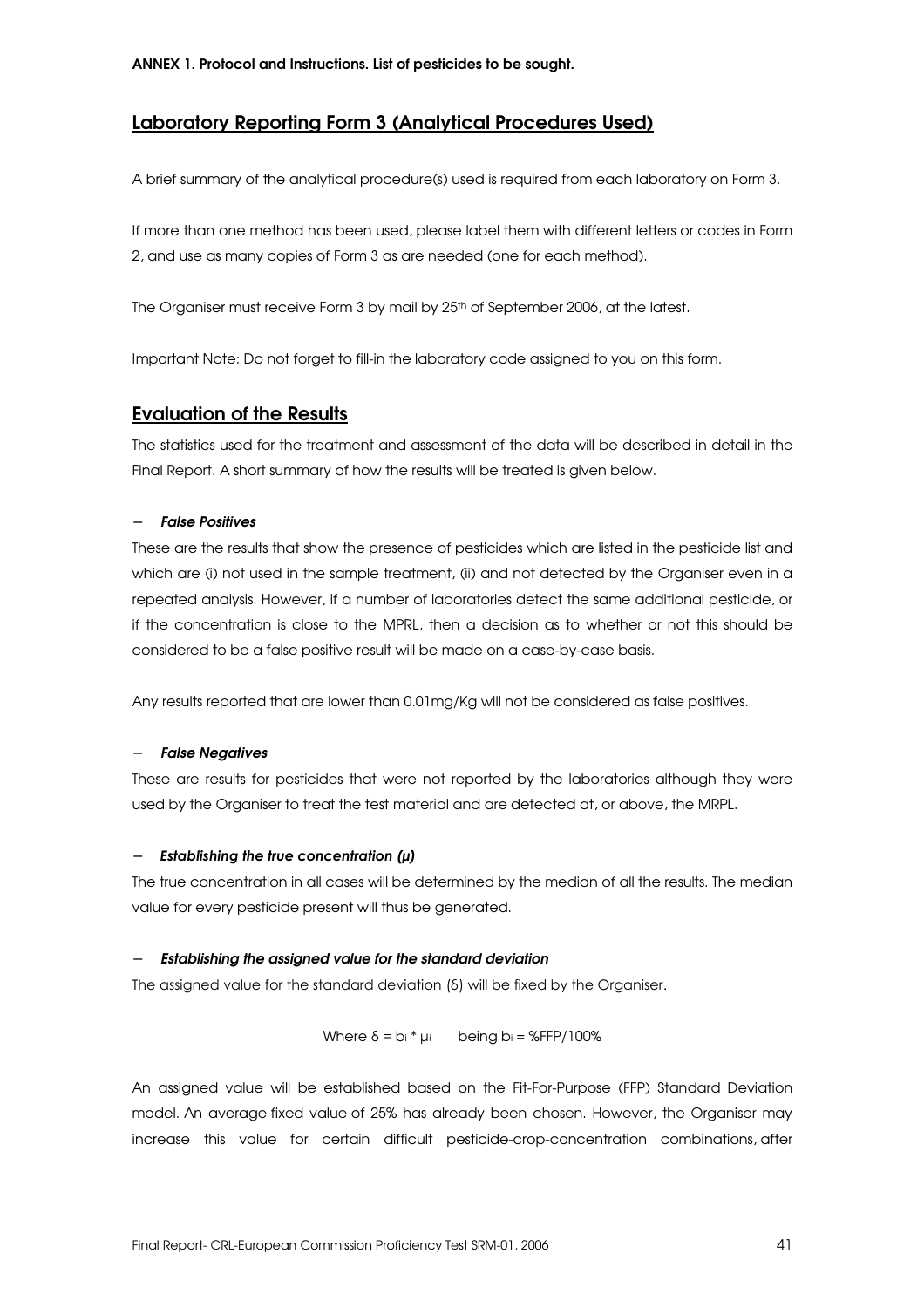**ANNEX 1. Protocol and Instructions. List of pesticides to be sought.**

## Laboratory Reporting Form 3 (Analytical Procedures Used)

A brief summary of the analytical procedure(s) used is required from each laboratory on Form 3.

If more than one method has been used, please label them with different letters or codes in Form 2, and use as many copies of Form 3 as are needed (one for each method).

The Organiser must receive Form 3 by mail by 25th of September 2006, at the latest.

Important Note: Do not forget to fill-in the laboratory code assigned to you on this form.

## Evaluation of the Results

The statistics used for the treatment and assessment of the data will be described in detail in the Final Report. A short summary of how the results will be treated is given below.

− ***False Positives***

These are the results that show the presence of pesticides which are listed in the pesticide list and which are (i) not used in the sample treatment, (ii) and not detected by the Organiser even in a repeated analysis. However, if a number of laboratories detect the same additional pesticide, or if the concentration is close to the MPRL, then a decision as to whether or not this should be considered to be a false positive result will be made on a case-by-case basis.

Any results reported that are lower than 0.01mg/Kg will not be considered as false positives.

− ***False Negatives***

These are results for pesticides that were not reported by the laboratories although they were used by the Organiser to treat the test material and are detected at, or above, the MRPL.

− ***Establishing the true concentration (μ)***

The true concentration in all cases will be determined by the median of all the results. The median value for every pesticide present will thus be generated.

− ***Establishing the assigned value for the standard deviation***

The assigned value for the standard deviation (δ) will be fixed by the Organiser.

$$\text{Where } \delta = b_i * \mu_i \qquad \text{being } b_i = \%FFP/100\%$$

An assigned value will be established based on the Fit-For-Purpose (FFP) Standard Deviation model. An average fixed value of 25% has already been chosen. However, the Organiser may increase this value for certain difficult pesticide-crop-concentration combinations, after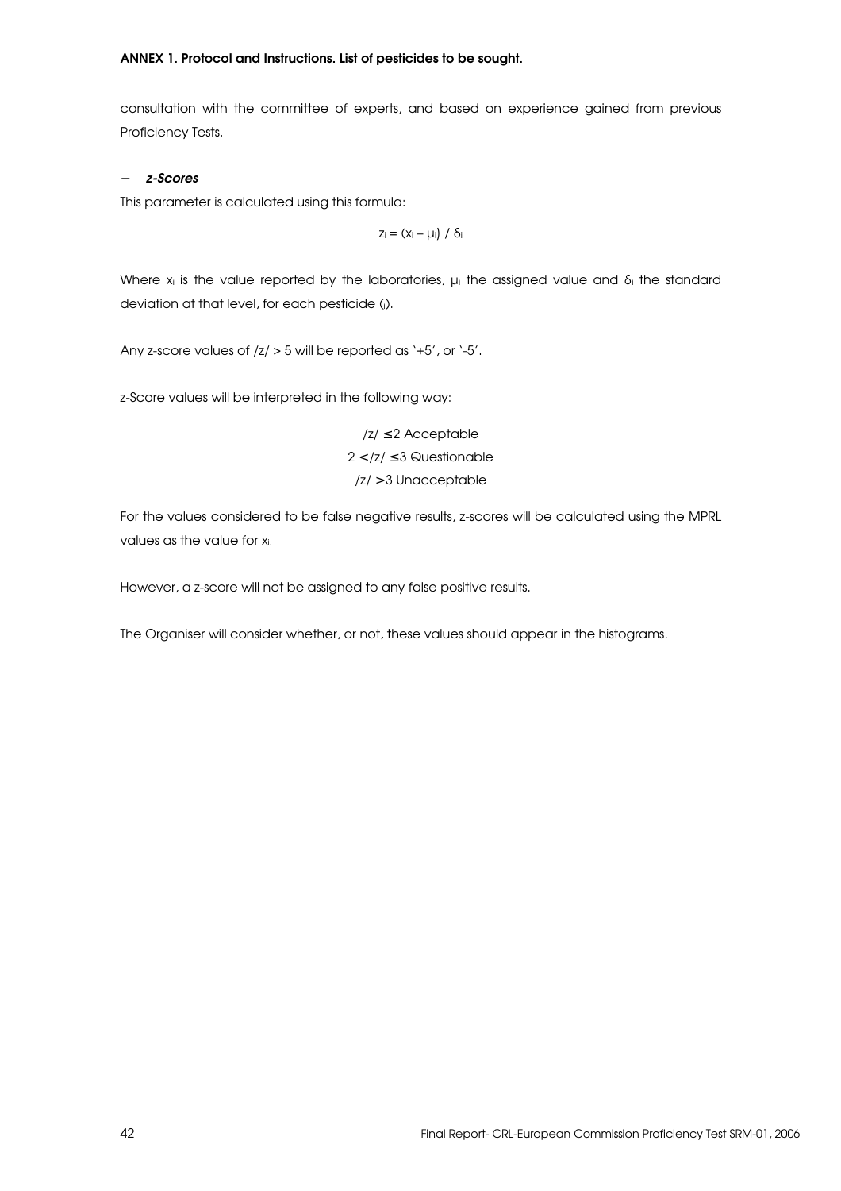**ANNEX 1. Protocol and Instructions. List of pesticides to be sought.**

consultation with the committee of experts, and based on experience gained from previous Proficiency Tests.

− ***z-Scores***

This parameter is calculated using this formula:

$$z_i = (x_i - \mu_i) / \delta_i$$

Where $x_i$ is the value reported by the laboratories, $\mu_i$ the assigned value and $\delta_i$ the standard deviation at that level, for each pesticide (i).

Any z-score values of $/z/ > 5$ will be reported as '+5', or '-5'.

z-Score values will be interpreted in the following way:

$/z/ \leq 2$ Acceptable

$2 < /z/ \leq 3$ Questionable

$/z/ > 3$ Unacceptable

For the values considered to be false negative results, z-scores will be calculated using the MPRL values as the value for $x_i$.

However, a z-score will not be assigned to any false positive results.

The Organiser will consider whether, or not, these values should appear in the histograms.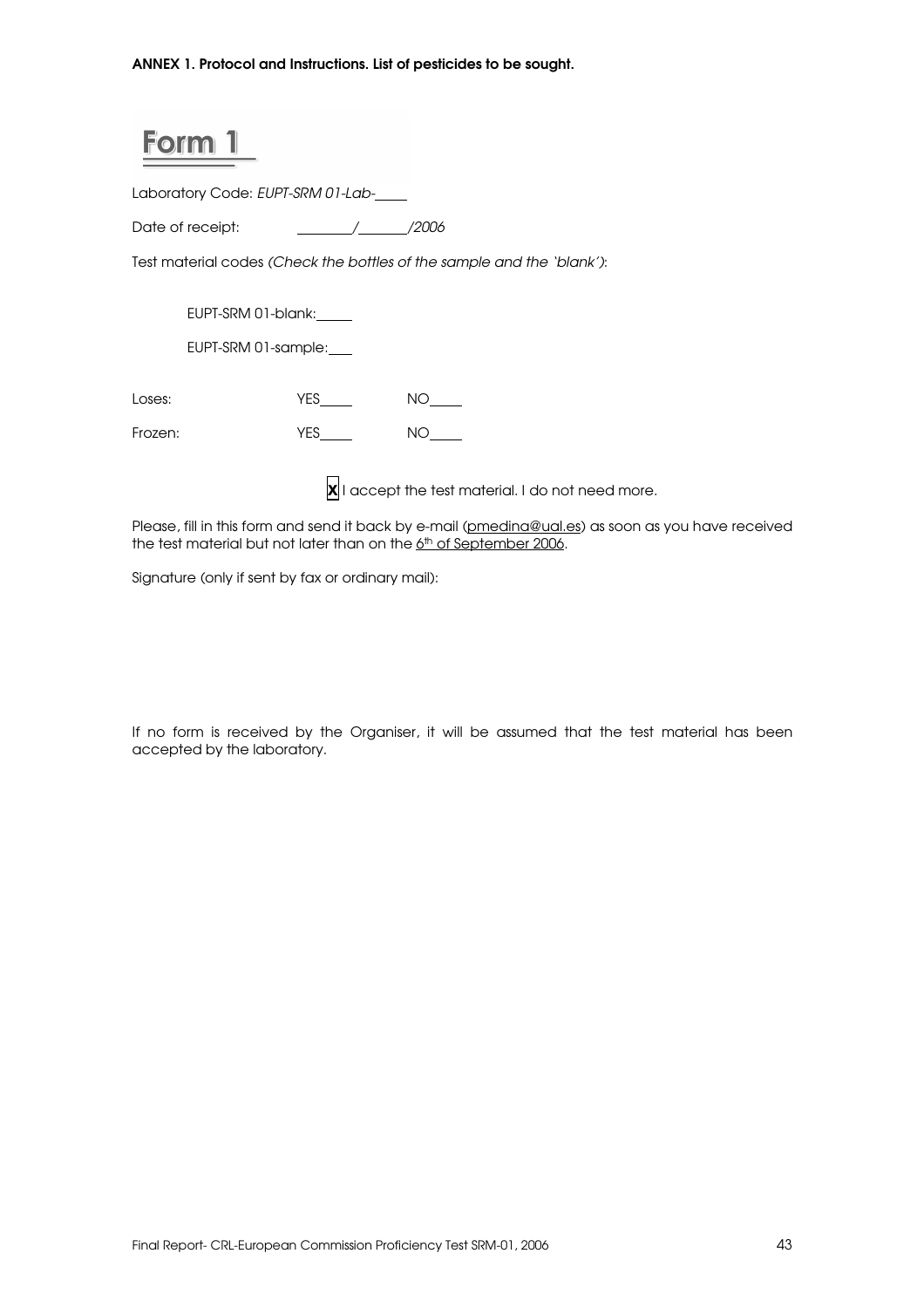**ANNEX 1. Protocol and Instructions. List of pesticides to be sought.**

# Form 1

Laboratory Code: *EUPT-SRM 01-Lab-*\_\_\_\_

Date of receipt: \_\_\_\_\_\_\_/\_\_\_\_\_\_*/2006*

Test material codes *(Check the bottles of the sample and the 'blank')*:

EUPT-SRM 01-blank:\_\_\_\_\_

EUPT-SRM 01-sample:\_\_\_

Loses: YES\_\_\_\_ NO\_\_\_\_

Frozen: YES\_\_\_\_ NO\_\_\_\_

**X** I accept the test material. I do not need more.

Please, fill in this form and send it back by e-mail (pmedina@ual.es) as soon as you have received the test material but not later than on the 6th of September 2006.

Signature (only if sent by fax or ordinary mail):

If no form is received by the Organiser, it will be assumed that the test material has been accepted by the laboratory.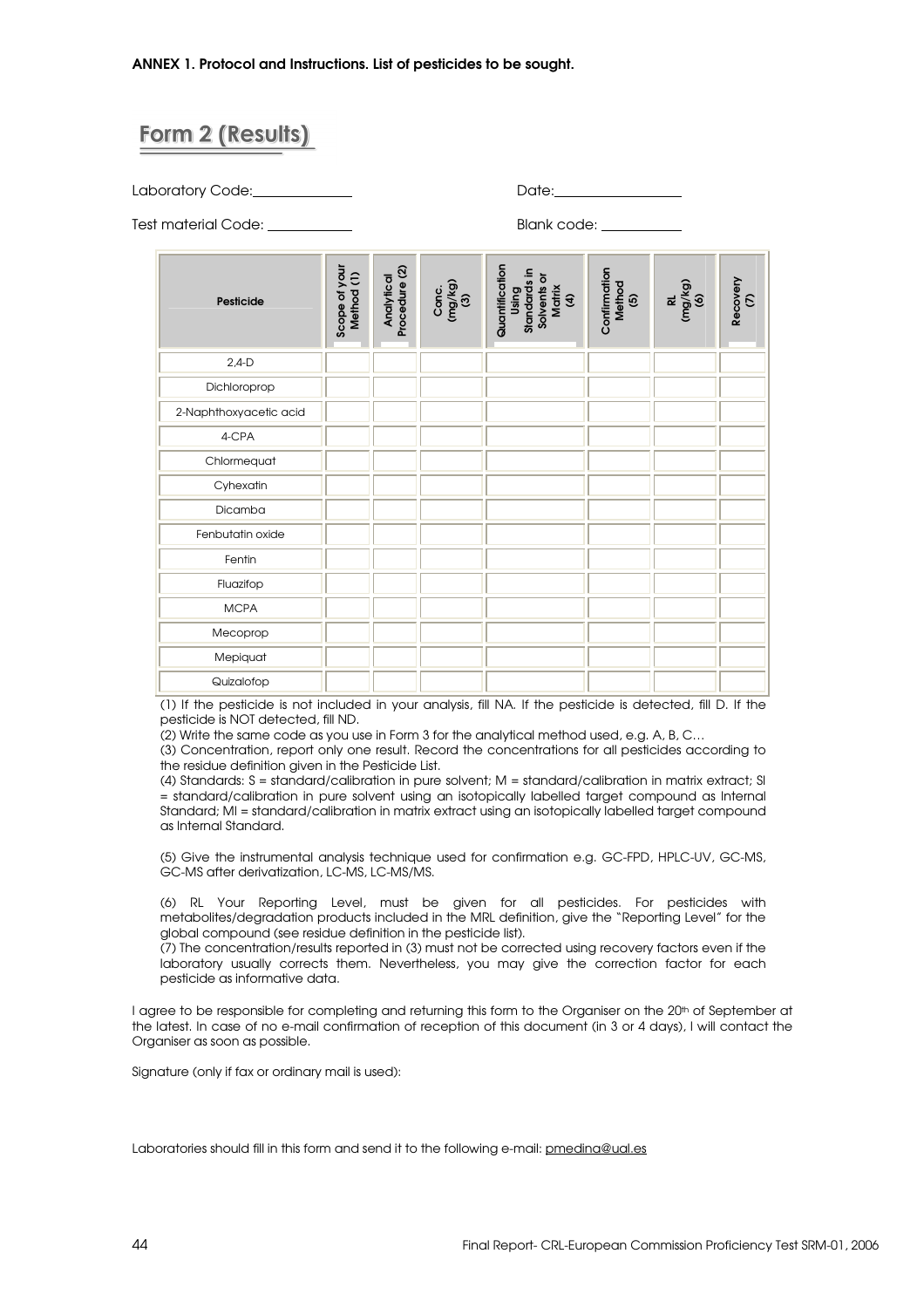**ANNEX 1. Protocol and Instructions. List of pesticides to be sought.**

## Form 2 (Results)

Laboratory Code:______________ Date:__________________

Test material Code: ___________ Blank code: ___________

| Pesticide | Scope of your Method (1) | Analytical Procedure (2) | Conc. (mg/kg) (3) | Quantification Using Standards in Solvents or Matrix (4) | Confirmation Method (5) | RL (mg/kg) (6) | Recovery (7) |
|---|---|---|---|---|---|---|---|
| 2,4-D | | | | | | | |
| Dichloroprop | | | | | | | |
| 2-Naphthoxyacetic acid | | | | | | | |
| 4-CPA | | | | | | | |
| Chlormequat | | | | | | | |
| Cyhexatin | | | | | | | |
| Dicamba | | | | | | | |
| Fenbutatin oxide | | | | | | | |
| Fentin | | | | | | | |
| Fluazifop | | | | | | | |
| MCPA | | | | | | | |
| Mecoprop | | | | | | | |
| Mepiquat | | | | | | | |
| Quizalofop | | | | | | | |

(1) If the pesticide is not included in your analysis, fill NA. If the pesticide is detected, fill D. If the pesticide is NOT detected, fill ND.

(2) Write the same code as you use in Form 3 for the analytical method used, e.g. A, B, C…

(3) Concentration, report only one result. Record the concentrations for all pesticides according to the residue definition given in the Pesticide List.

(4) Standards: S = standard/calibration in pure solvent; M = standard/calibration in matrix extract; SI = standard/calibration in pure solvent using an isotopically labelled target compound as Internal Standard; MI = standard/calibration in matrix extract using an isotopically labelled target compound as Internal Standard.

(5) Give the instrumental analysis technique used for confirmation e.g. GC-FPD, HPLC-UV, GC-MS, GC-MS after derivatization, LC-MS, LC-MS/MS.

(6) RL Your Reporting Level, must be given for all pesticides. For pesticides with metabolites/degradation products included in the MRL definition, give the "Reporting Level" for the global compound (see residue definition in the pesticide list).

(7) The concentration/results reported in (3) must not be corrected using recovery factors even if the laboratory usually corrects them. Nevertheless, you may give the correction factor for each pesticide as informative data.

I agree to be responsible for completing and returning this form to the Organiser on the 20th of September at the latest. In case of no e-mail confirmation of reception of this document (in 3 or 4 days), I will contact the Organiser as soon as possible.

Signature (only if fax or ordinary mail is used):

Laboratories should fill in this form and send it to the following e-mail: pmedina@ual.es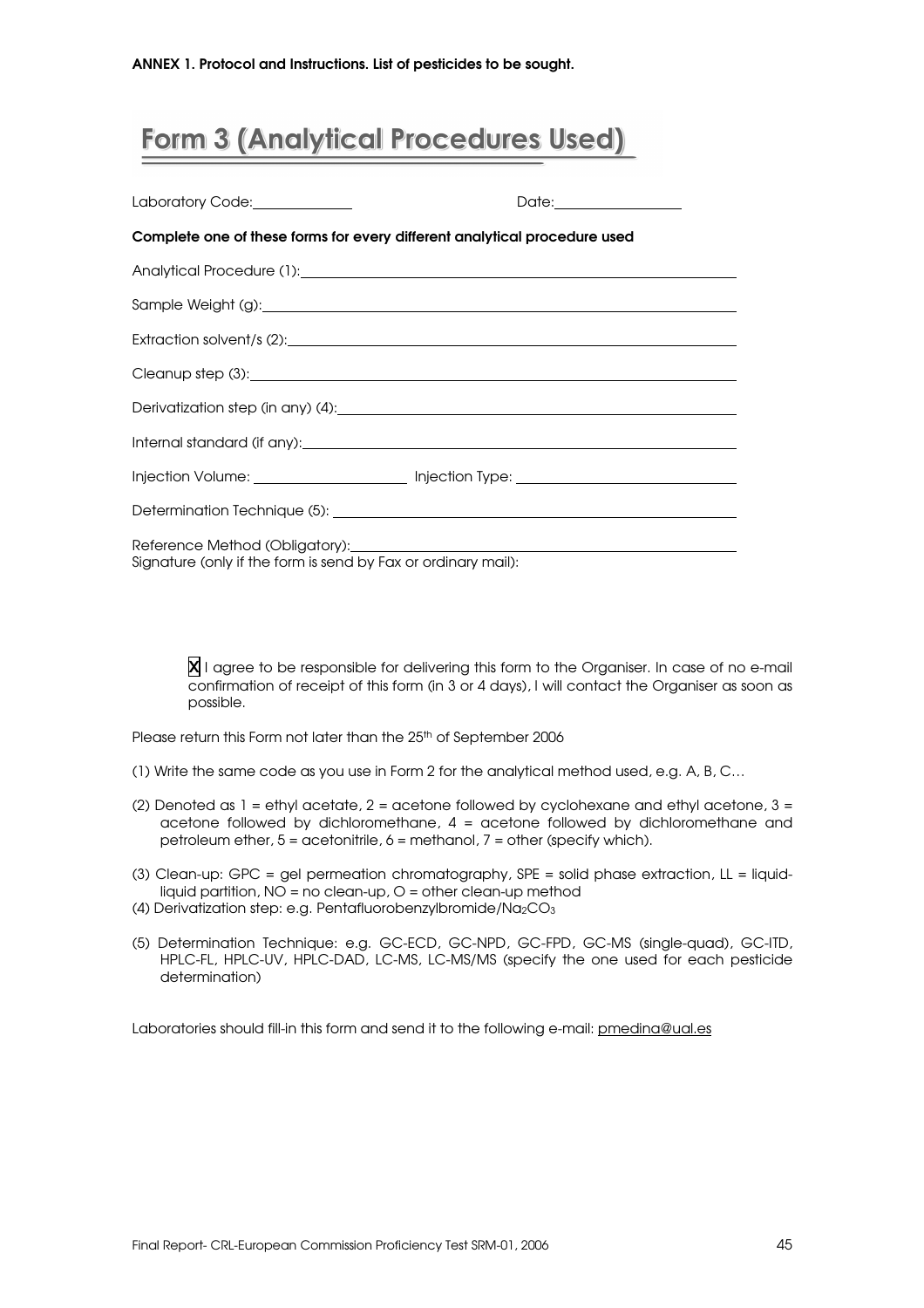**ANNEX 1. Protocol and Instructions. List of pesticides to be sought.**

# Form 3 (Analytical Procedures Used)

Laboratory Code:______________ Date:_________________

**Complete one of these forms for every different analytical procedure used**

Analytical Procedure (1):_______________________________________________

Sample Weight (g):_______________________________________________

Extraction solvent/s (2):_______________________________________________

Cleanup step (3):_______________________________________________

Derivatization step (in any) (4):_______________________________________________

Internal standard (if any):_______________________________________________

Injection Volume: _____________________ Injection Type: ____________________________

Determination Technique (5): _______________________________________________

Reference Method (Obligatory):_______________________________________________

Signature (only if the form is send by Fax or ordinary mail):

X I agree to be responsible for delivering this form to the Organiser. In case of no e-mail confirmation of receipt of this form (in 3 or 4 days), I will contact the Organiser as soon as possible.

Please return this Form not later than the 25th of September 2006

(1) Write the same code as you use in Form 2 for the analytical method used, e.g. A, B, C…

(2) Denoted as 1 = ethyl acetate, 2 = acetone followed by cyclohexane and ethyl acetone, 3 = acetone followed by dichloromethane, 4 = acetone followed by dichloromethane and petroleum ether, 5 = acetonitrile, 6 = methanol, 7 = other (specify which).

(3) Clean-up: GPC = gel permeation chromatography, SPE = solid phase extraction, LL = liquid-liquid partition, NO = no clean-up, O = other clean-up method

(4) Derivatization step: e.g. Pentafluorobenzylbromide/$Na_2CO_3$

(5) Determination Technique: e.g. GC-ECD, GC-NPD, GC-FPD, GC-MS (single-quad), GC-ITD, HPLC-FL, HPLC-UV, HPLC-DAD, LC-MS, LC-MS/MS (specify the one used for each pesticide determination)

Laboratories should fill-in this form and send it to the following e-mail: pmedina@ual.es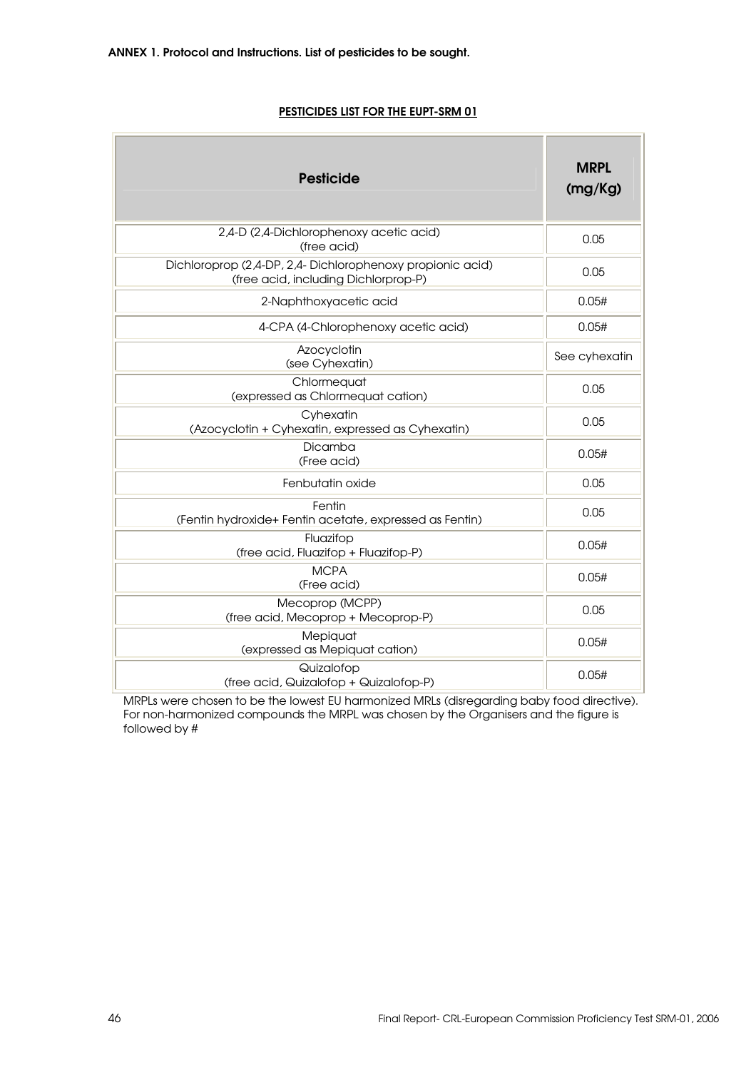**ANNEX 1. Protocol and Instructions. List of pesticides to be sought.**

**PESTICIDES LIST FOR THE EUPT-SRM 01**

| Pesticide | MRPL (mg/Kg) |
|---|---|
| 2,4-D (2,4-Dichlorophenoxy acetic acid) (free acid) | 0.05 |
| Dichloroprop (2,4-DP, 2,4- Dichlorophenoxy propionic acid) (free acid, including Dichlorprop-P) | 0.05 |
| 2-Naphthoxyacetic acid | 0.05# |
| 4-CPA (4-Chlorophenoxy acetic acid) | 0.05# |
| Azocyclotin (see Cyhexatin) | See cyhexatin |
| Chlormequat (expressed as Chlormequat cation) | 0.05 |
| Cyhexatin (Azocyclotin + Cyhexatin, expressed as Cyhexatin) | 0.05 |
| Dicamba (Free acid) | 0.05# |
| Fenbutatin oxide | 0.05 |
| Fentin (Fentin hydroxide+ Fentin acetate, expressed as Fentin) | 0.05 |
| Fluazifop (free acid, Fluazifop + Fluazifop-P) | 0.05# |
| MCPA (Free acid) | 0.05# |
| Mecoprop (MCPP) (free acid, Mecoprop + Mecoprop-P) | 0.05 |
| Mepiquat (expressed as Mepiquat cation) | 0.05# |
| Quizalofop (free acid, Quizalofop + Quizalofop-P) | 0.05# |

MRPLs were chosen to be the lowest EU harmonized MRLs (disregarding baby food directive). For non-harmonized compounds the MRPL was chosen by the Organisers and the figure is followed by #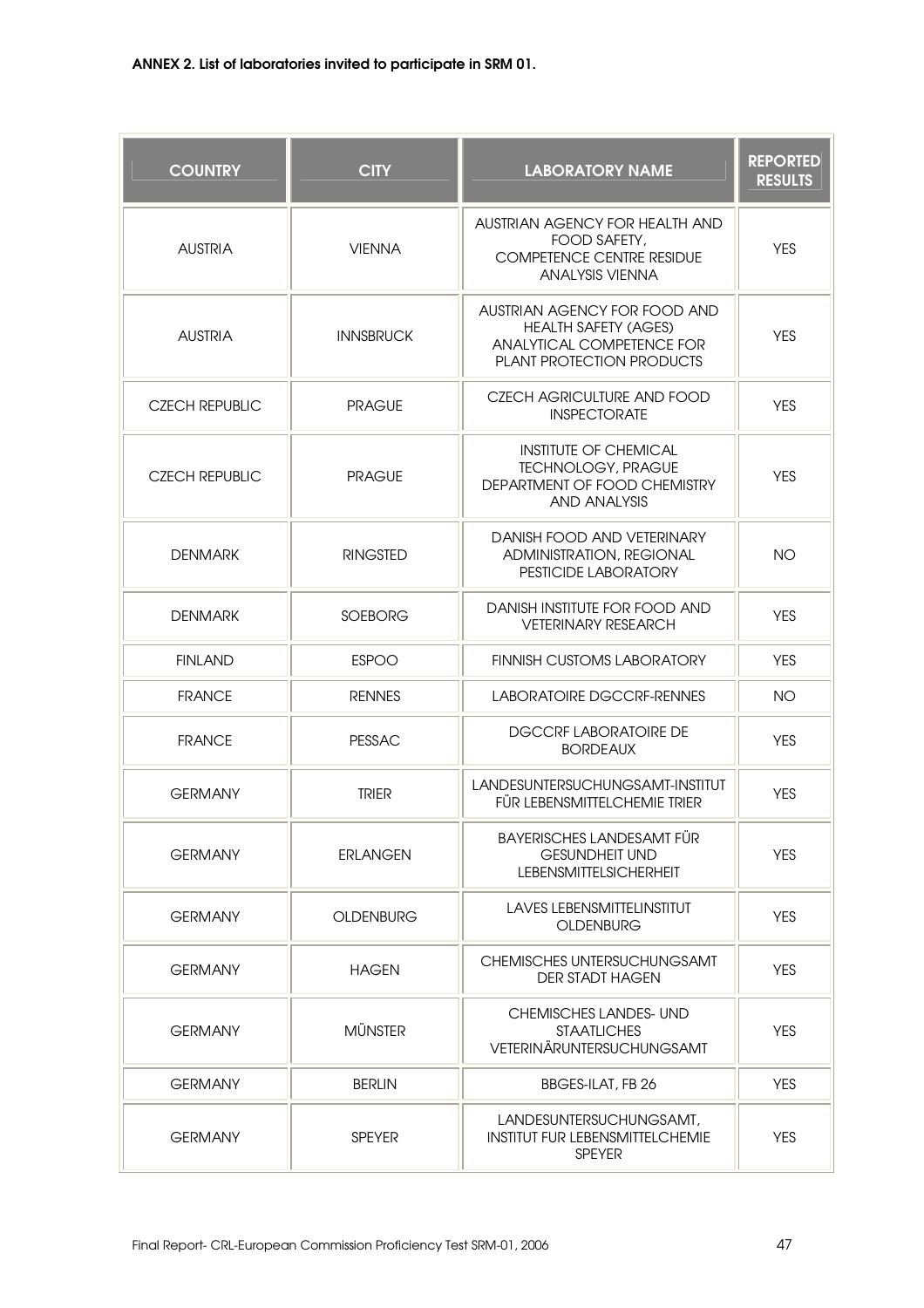**ANNEX 2. List of laboratories invited to participate in SRM 01.**

| COUNTRY | CITY | LABORATORY NAME | REPORTED RESULTS |
|---|---|---|---|
| AUSTRIA | VIENNA | AUSTRIAN AGENCY FOR HEALTH AND FOOD SAFETY, COMPETENCE CENTRE RESIDUE ANALYSIS VIENNA | YES |
| AUSTRIA | INNSBRUCK | AUSTRIAN AGENCY FOR FOOD AND HEALTH SAFETY (AGES) ANALYTICAL COMPETENCE FOR PLANT PROTECTION PRODUCTS | YES |
| CZECH REPUBLIC | PRAGUE | CZECH AGRICULTURE AND FOOD INSPECTORATE | YES |
| CZECH REPUBLIC | PRAGUE | INSTITUTE OF CHEMICAL TECHNOLOGY, PRAGUE DEPARTMENT OF FOOD CHEMISTRY AND ANALYSIS | YES |
| DENMARK | RINGSTED | DANISH FOOD AND VETERINARY ADMINISTRATION, REGIONAL PESTICIDE LABORATORY | NO |
| DENMARK | SOEBORG | DANISH INSTITUTE FOR FOOD AND VETERINARY RESEARCH | YES |
| FINLAND | ESPOO | FINNISH CUSTOMS LABORATORY | YES |
| FRANCE | RENNES | LABORATOIRE DGCCRF-RENNES | NO |
| FRANCE | PESSAC | DGCCRF LABORATOIRE DE BORDEAUX | YES |
| GERMANY | TRIER | LANDESUNTERSUCHUNGSAMT-INSTITUT FÜR LEBENSMITTELCHEMIE TRIER | YES |
| GERMANY | ERLANGEN | BAYERISCHES LANDESAMT FÜR GESUNDHEIT UND LEBENSMITTELSICHERHEIT | YES |
| GERMANY | OLDENBURG | LAVES LEBENSMITTELINSTITUT OLDENBURG | YES |
| GERMANY | HAGEN | CHEMISCHES UNTERSUCHUNGSAMT DER STADT HAGEN | YES |
| GERMANY | MÜNSTER | CHEMISCHES LANDES- UND STAATLICHES VETERINÄRUNTERSUCHUNGSAMT | YES |
| GERMANY | BERLIN | BBGES-ILAT, FB 26 | YES |
| GERMANY | SPEYER | LANDESUNTERSUCHUNGSAMT, INSTITUT FUR LEBENSMITTELCHEMIE SPEYER | YES |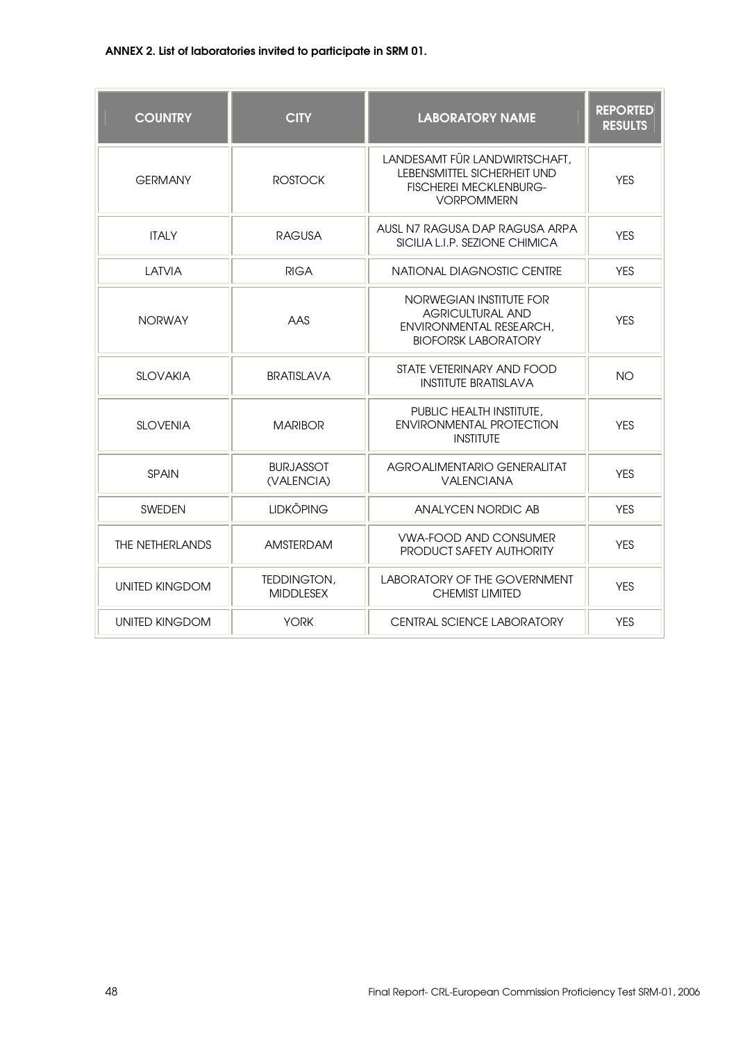**ANNEX 2. List of laboratories invited to participate in SRM 01.**

| COUNTRY | CITY | LABORATORY NAME | REPORTED RESULTS |
|---|---|---|---|
| GERMANY | ROSTOCK | LANDESAMT FÜR LANDWIRTSCHAFT, LEBENSMITTEL SICHERHEIT UND FISCHEREI MECKLENBURG-VORPOMMERN | YES |
| ITALY | RAGUSA | AUSL N7 RAGUSA DAP RAGUSA ARPA SICILIA L.I.P. SEZIONE CHIMICA | YES |
| LATVIA | RIGA | NATIONAL DIAGNOSTIC CENTRE | YES |
| NORWAY | AAS | NORWEGIAN INSTITUTE FOR AGRICULTURAL AND ENVIRONMENTAL RESEARCH, BIOFORSK LABORATORY | YES |
| SLOVAKIA | BRATISLAVA | STATE VETERINARY AND FOOD INSTITUTE BRATISLAVA | NO |
| SLOVENIA | MARIBOR | PUBLIC HEALTH INSTITUTE, ENVIRONMENTAL PROTECTION INSTITUTE | YES |
| SPAIN | BURJASSOT (VALENCIA) | AGROALIMENTARIO GENERALITAT VALENCIANA | YES |
| SWEDEN | LIDKÖPING | ANALYCEN NORDIC AB | YES |
| THE NETHERLANDS | AMSTERDAM | VWA-FOOD AND CONSUMER PRODUCT SAFETY AUTHORITY | YES |
| UNITED KINGDOM | TEDDINGTON, MIDDLESEX | LABORATORY OF THE GOVERNMENT CHEMIST LIMITED | YES |
| UNITED KINGDOM | YORK | CENTRAL SCIENCE LABORATORY | YES |